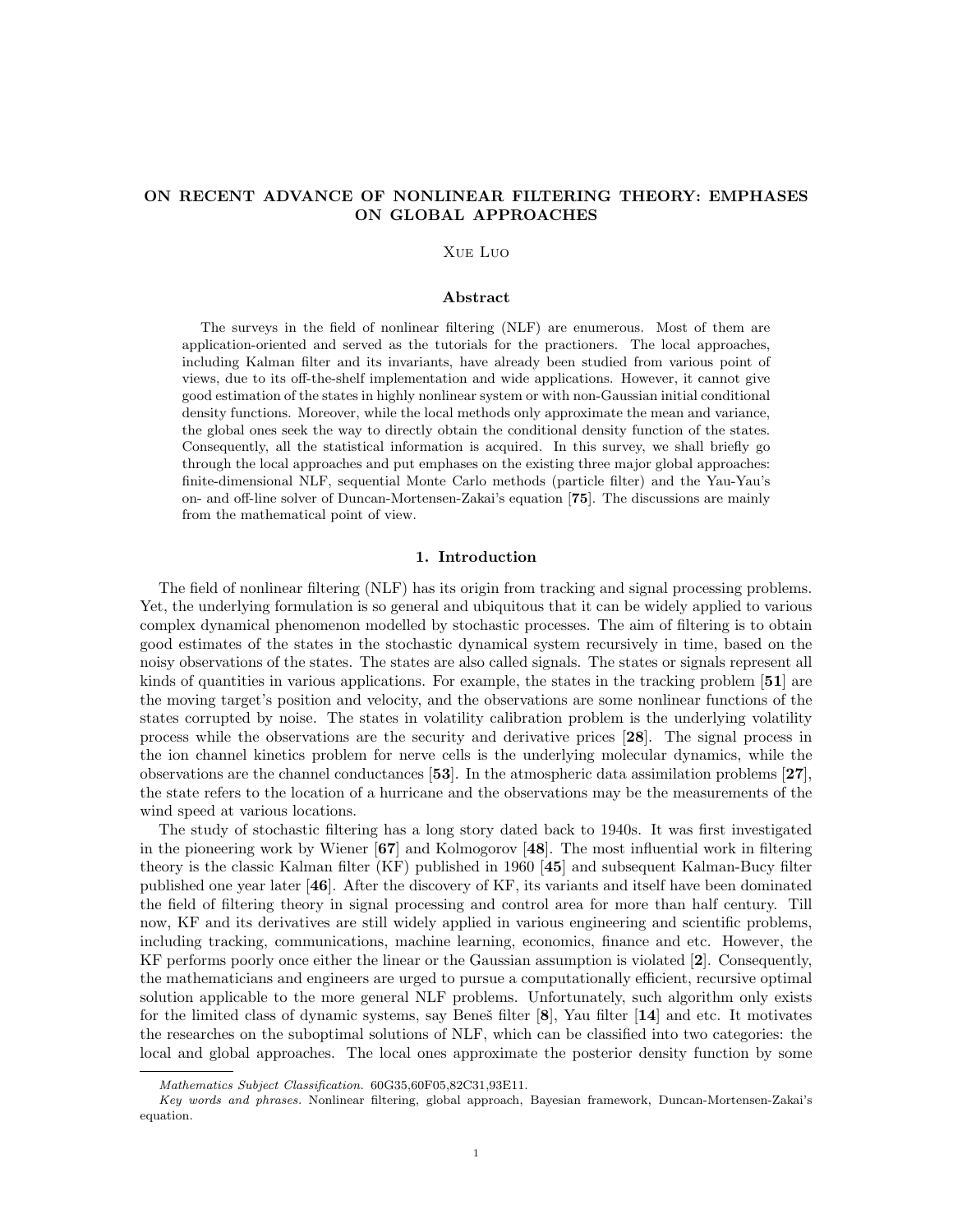# ON RECENT ADVANCE OF NONLINEAR FILTERING THEORY: EMPHASES ON GLOBAL APPROACHES

Xue Luo

### Abstract

The surveys in the field of nonlinear filtering (NLF) are enumerous. Most of them are application-oriented and served as the tutorials for the practioners. The local approaches, including Kalman filter and its invariants, have already been studied from various point of views, due to its off-the-shelf implementation and wide applications. However, it cannot give good estimation of the states in highly nonlinear system or with non-Gaussian initial conditional density functions. Moreover, while the local methods only approximate the mean and variance, the global ones seek the way to directly obtain the conditional density function of the states. Consequently, all the statistical information is acquired. In this survey, we shall briefly go through the local approaches and put emphases on the existing three major global approaches: finite-dimensional NLF, sequential Monte Carlo methods (particle filter) and the Yau-Yau's on- and off-line solver of Duncan-Mortensen-Zakai's equation [**75**]. The discussions are mainly from the mathematical point of view.

## 1. Introduction

The field of nonlinear filtering (NLF) has its origin from tracking and signal processing problems. Yet, the underlying formulation is so general and ubiquitous that it can be widely applied to various complex dynamical phenomenon modelled by stochastic processes. The aim of filtering is to obtain good estimates of the states in the stochastic dynamical system recursively in time, based on the noisy observations of the states. The states are also called signals. The states or signals represent all kinds of quantities in various applications. For example, the states in the tracking problem [**51**] are the moving target's position and velocity, and the observations are some nonlinear functions of the states corrupted by noise. The states in volatility calibration problem is the underlying volatility process while the observations are the security and derivative prices [**28**]. The signal process in the ion channel kinetics problem for nerve cells is the underlying molecular dynamics, while the observations are the channel conductances [**53**]. In the atmospheric data assimilation problems [**27**], the state refers to the location of a hurricane and the observations may be the measurements of the wind speed at various locations.

The study of stochastic filtering has a long story dated back to 1940s. It was first investigated in the pioneering work by Wiener [**67**] and Kolmogorov [**48**]. The most influential work in filtering theory is the classic Kalman filter (KF) published in 1960 [**45**] and subsequent Kalman-Bucy filter published one year later [**46**]. After the discovery of KF, its variants and itself have been dominated the field of filtering theory in signal processing and control area for more than half century. Till now, KF and its derivatives are still widely applied in various engineering and scientific problems, including tracking, communications, machine learning, economics, finance and etc. However, the KF performs poorly once either the linear or the Gaussian assumption is violated [**2**]. Consequently, the mathematicians and engineers are urged to pursue a computationally efficient, recursive optimal solution applicable to the more general NLF problems. Unfortunately, such algorithm only exists for the limited class of dynamic systems, say Beneš filter [**8**], Yau filter [**14**] and etc. It motivates the researches on the suboptimal solutions of NLF, which can be classified into two categories: the local and global approaches. The local ones approximate the posterior density function by some

*Mathematics Subject Classification.* 60G35,60F05,82C31,93E11.

*Key words and phrases.* Nonlinear filtering, global approach, Bayesian framework, Duncan-Mortensen-Zakai's equation.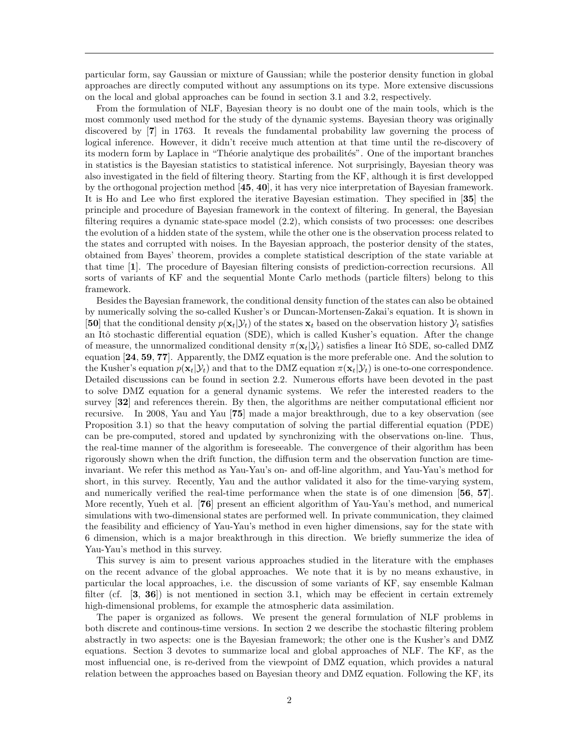particular form, say Gaussian or mixture of Gaussian; while the posterior density function in global approaches are directly computed without any assumptions on its type. More extensive discussions on the local and global approaches can be found in section 3.1 and 3.2, respectively.

From the formulation of NLF, Bayesian theory is no doubt one of the main tools, which is the most commonly used method for the study of the dynamic systems. Bayesian theory was originally discovered by [**7**] in 1763. It reveals the fundamental probability law governing the process of logical inference. However, it didn't receive much attention at that time until the re-discovery of its modern form by Laplace in "Théorie analytique des probailités". One of the important branches in statistics is the Bayesian statistics to statistical inference. Not surprisingly, Bayesian theory was also investigated in the field of filtering theory. Starting from the KF, although it is first developped by the orthogonal projection method [**45**, **40**], it has very nice interpretation of Bayesian framework. It is Ho and Lee who first explored the iterative Bayesian estimation. They specified in [**35**] the principle and procedure of Bayesian framework in the context of filtering. In general, the Bayesian filtering requires a dynamic state-space model (2.2), which consists of two processes: one describes the evolution of a hidden state of the system, while the other one is the observation process related to the states and corrupted with noises. In the Bayesian approach, the posterior density of the states, obtained from Bayes' theorem, provides a complete statistical description of the state variable at that time [**1**]. The procedure of Bayesian filtering consists of prediction-correction recursions. All sorts of variants of KF and the sequential Monte Carlo methods (particle filters) belong to this framework.

Besides the Bayesian framework, the conditional density function of the states can also be obtained by numerically solving the so-called Kusher's or Duncan-Mortensen-Zakai's equation. It is shown in [**50**] that the conditional density $p(\mathbf{x}_t|\mathcal{Y}_t)$ of the states $\mathbf{x}_t$ based on the observation history $\mathcal{Y}_t$ satisfies an Itô stochastic differential equation (SDE), which is called Kusher's equation. After the change of measure, the unnormalized conditional density $\pi(\mathbf{x}_t|\mathcal{Y}_t)$ satisfies a linear Itô SDE, so-called DMZ equation [**24**, **59**, **77**]. Apparently, the DMZ equation is the more preferable one. And the solution to the Kusher's equation $p(\mathbf{x}_t|\mathcal{Y}_t)$ and that to the DMZ equation $\pi(\mathbf{x}_t|\mathcal{Y}_t)$ is one-to-one correspondence. Detailed discussions can be found in section 2.2. Numerous efforts have been devoted in the past to solve DMZ equation for a general dynamic systems. We refer the interested readers to the survey [**32**] and references therein. By then, the algorithms are neither computational efficient nor recursive. In 2008, Yau and Yau [**75**] made a major breakthrough, due to a key observation (see Proposition 3.1) so that the heavy computation of solving the partial differential equation (PDE) can be pre-computed, stored and updated by synchronizing with the observations on-line. Thus, the real-time manner of the algorithm is foreseeable. The convergence of their algorithm has been rigorously shown when the drift function, the diffusion term and the observation function are time-invariant. We refer this method as Yau-Yau's on- and off-line algorithm, and Yau-Yau's method for short, in this survey. Recently, Yau and the author validated it also for the time-varying system, and numerically verified the real-time performance when the state is of one dimension [**56**, **57**]. More recently, Yueh et al. [**76**] present an efficient algorithm of Yau-Yau's method, and numerical simulations with two-dimensional states are performed well. In private communication, they claimed the feasibility and efficiency of Yau-Yau's method in even higher dimensions, say for the state with 6 dimension, which is a major breakthrough in this direction. We briefly summerize the idea of Yau-Yau's method in this survey.

This survey is aim to present various approaches studied in the literature with the emphases on the recent advance of the global approaches. We note that it is by no means exhaustive, in particular the local approaches, i.e. the discussion of some variants of KF, say ensemble Kalman filter (cf. [**3**, **36**]) is not mentioned in section 3.1, which may be effecient in certain extremely high-dimensional problems, for example the atmospheric data assimilation.

The paper is organized as follows. We present the general formulation of NLF problems in both discrete and continous-time versions. In section 2 we describe the stochastic filtering problem abstractly in two aspects: one is the Bayesian framework; the other one is the Kusher's and DMZ equations. Section 3 devotes to summarize local and global approaches of NLF. The KF, as the most influencial one, is re-derived from the viewpoint of DMZ equation, which provides a natural relation between the approaches based on Bayesian theory and DMZ equation. Following the KF, its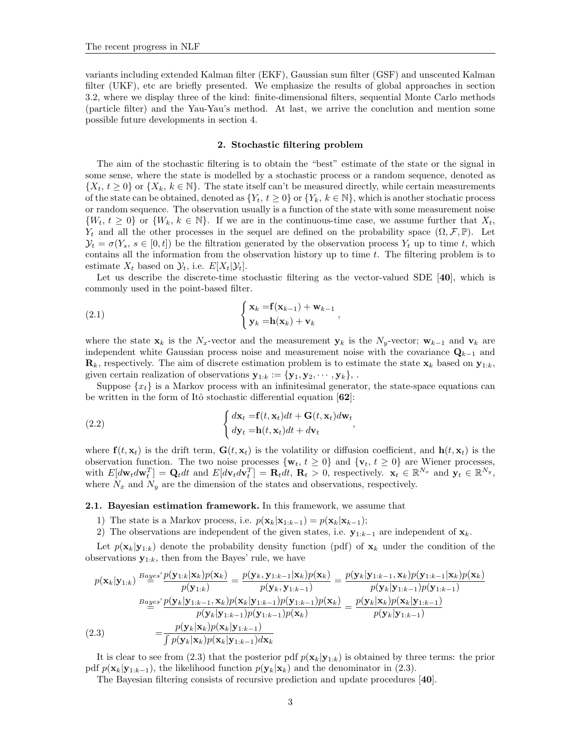variants including extended Kalman filter (EKF), Gaussian sum filter (GSF) and unscented Kalman filter (UKF), etc are briefly presented. We emphasize the results of global approaches in section 3.2, where we display three of the kind: finite-dimensional filters, sequential Monte Carlo methods (particle filter) and the Yau-Yau's method. At last, we arrive the conclution and mention some possible future developments in section 4.

## 2. Stochastic filtering problem

The aim of the stochastic filtering is to obtain the "best" estimate of the state or the signal in some sense, where the state is modelled by a stochastic process or a random sequence, denoted as $\{X_t,\, t \geq 0\}$ or $\{X_k,\, k \in \mathbb{N}\}$. The state itself can't be measured directly, while certain measurements of the state can be obtained, denoted as $\{Y_t,\, t \geq 0\}$ or $\{Y_k,\, k \in \mathbb{N}\}$, which is another stochatic process or random sequence. The observation usually is a function of the state with some measurement noise $\{W_t,\, t \geq 0\}$ or $\{W_k,\, k \in \mathbb{N}\}$. If we are in the continuous-time case, we assume further that $X_t$, $Y_t$ and all the other processes in the sequel are defined on the probability space $(\Omega, \mathcal{F}, \mathbb{P})$. Let $\mathcal{Y}_t = \sigma(Y_s,\, s \in [0, t])$ be the filtration generated by the observation process $Y_t$ up to time $t$, which contains all the information from the observation history up to time $t$. The filtering problem is to estimate $X_t$ based on $\mathcal{Y}_t$, i.e. $E[X_t|\mathcal{Y}_t]$.

Let us describe the discrete-time stochastic filtering as the vector-valued SDE [**40**], which is commonly used in the point-based filter.

$$
\begin{cases} \mathbf{x}_k = \mathbf{f}(\mathbf{x}_{k-1}) + \mathbf{w}_{k-1} \\ \mathbf{y}_k = \mathbf{h}(\mathbf{x}_k) + \mathbf{v}_k \end{cases}, \tag{2.1}
$$

where the state $\mathbf{x}_k$ is the $N_x$-vector and the measurement $\mathbf{y}_k$ is the $N_y$-vector; $\mathbf{w}_{k-1}$ and $\mathbf{v}_k$ are independent white Gaussian process noise and measurement noise with the covariance $\mathbf{Q}_{k-1}$ and $\mathbf{R}_k$, respectively. The aim of discrete estimation problem is to estimate the state $\mathbf{x}_k$ based on $\mathbf{y}_{1:k}$, given certain realization of observations $\mathbf{y}_{1:k} := \{\mathbf{y}_1, \mathbf{y}_2, \cdots, \mathbf{y}_k\}$, .

Suppose $\{x_t\}$ is a Markov process with an infinitesimal generator, the state-space equations can be written in the form of Itô stochastic differential equation [**62**]:

$$
\begin{cases} d\mathbf{x}_t = \mathbf{f}(t, \mathbf{x}_t)dt + \mathbf{G}(t, \mathbf{x}_t)d\mathbf{w}_t \\ d\mathbf{y}_t = \mathbf{h}(t, \mathbf{x}_t)dt + d\mathbf{v}_t \end{cases}, \tag{2.2}
$$

where $\mathbf{f}(t, \mathbf{x}_t)$ is the drift term, $\mathbf{G}(t, \mathbf{x}_t)$ is the volatility or diffusion coefficient, and $\mathbf{h}(t, \mathbf{x}_t)$ is the observation function. The two noise processes $\{\mathbf{w}_t,\, t \geq 0\}$ and $\{\mathbf{v}_t,\, t \geq 0\}$ are Wiener processes, with $E[d\mathbf{w}_t d\mathbf{w}_t^T] = \mathbf{Q}_t dt$ and $E[d\mathbf{v}_t d\mathbf{v}_t^T] = \mathbf{R}_t dt$, $\mathbf{R}_t > 0$, respectively. $\mathbf{x}_t \in \mathbb{R}^{N_x}$ and $\mathbf{y}_t \in \mathbb{R}^{N_y}$, where $N_x$ and $N_y$ are the dimension of the states and observations, respectively.

### 2.1. Bayesian estimation framework.

In this framework, we assume that

1) The state is a Markov process, i.e. $p(\mathbf{x}_k|\mathbf{x}_{1:k-1}) = p(\mathbf{x}_k|\mathbf{x}_{k-1})$;
2) The observations are independent of the given states, i.e. $\mathbf{y}_{1:k-1}$ are independent of $\mathbf{x}_k$.

Let $p(\mathbf{x}_k|\mathbf{y}_{1:k})$ denote the probability density function (pdf) of $\mathbf{x}_k$ under the condition of the observations $\mathbf{y}_{1:k}$, then from the Bayes' rule, we have

$$
\begin{aligned}
p(\mathbf{x}_k|\mathbf{y}_{1:k}) &\overset{Bayes'}{=} \frac{p(\mathbf{y}_{1:k}|\mathbf{x}_k)p(\mathbf{x}_k)}{p(\mathbf{y}_{1:k})} = \frac{p(\mathbf{y}_k, \mathbf{y}_{1:k-1}|\mathbf{x}_k)p(\mathbf{x}_k)}{p(\mathbf{y}_k, \mathbf{y}_{1:k-1})} = \frac{p(\mathbf{y}_k|\mathbf{y}_{1:k-1}, \mathbf{x}_k)p(\mathbf{y}_{1:k-1}|\mathbf{x}_k)p(\mathbf{x}_k)}{p(\mathbf{y}_k|\mathbf{y}_{1:k-1})p(\mathbf{y}_{1:k-1})} \\
&\overset{Bayes'}{=} \frac{p(\mathbf{y}_k|\mathbf{y}_{1:k-1}, \mathbf{x}_k)p(\mathbf{x}_k|\mathbf{y}_{1:k-1})p(\mathbf{y}_{1:k-1})p(\mathbf{x}_k)}{p(\mathbf{y}_k|\mathbf{y}_{1:k-1})p(\mathbf{y}_{1:k-1})p(\mathbf{x}_k)} = \frac{p(\mathbf{y}_k|\mathbf{x}_k)p(\mathbf{x}_k|\mathbf{y}_{1:k-1})}{p(\mathbf{y}_k|\mathbf{y}_{1:k-1})} \\
&= \frac{p(\mathbf{y}_k|\mathbf{x}_k)p(\mathbf{x}_k|\mathbf{y}_{1:k-1})}{\int p(\mathbf{y}_k|\mathbf{x}_k)p(\mathbf{x}_k|\mathbf{y}_{1:k-1})d\mathbf{x}_k}
\end{aligned} \tag{2.3}
$$

It is clear to see from (2.3) that the posterior pdf $p(\mathbf{x}_k|\mathbf{y}_{1:k})$ is obtained by three terms: the prior pdf $p(\mathbf{x}_k|\mathbf{y}_{1:k-1})$, the likelihood function $p(\mathbf{y}_k|\mathbf{x}_k)$ and the denominator in (2.3).

The Bayesian filtering consists of recursive prediction and update procedures [**40**].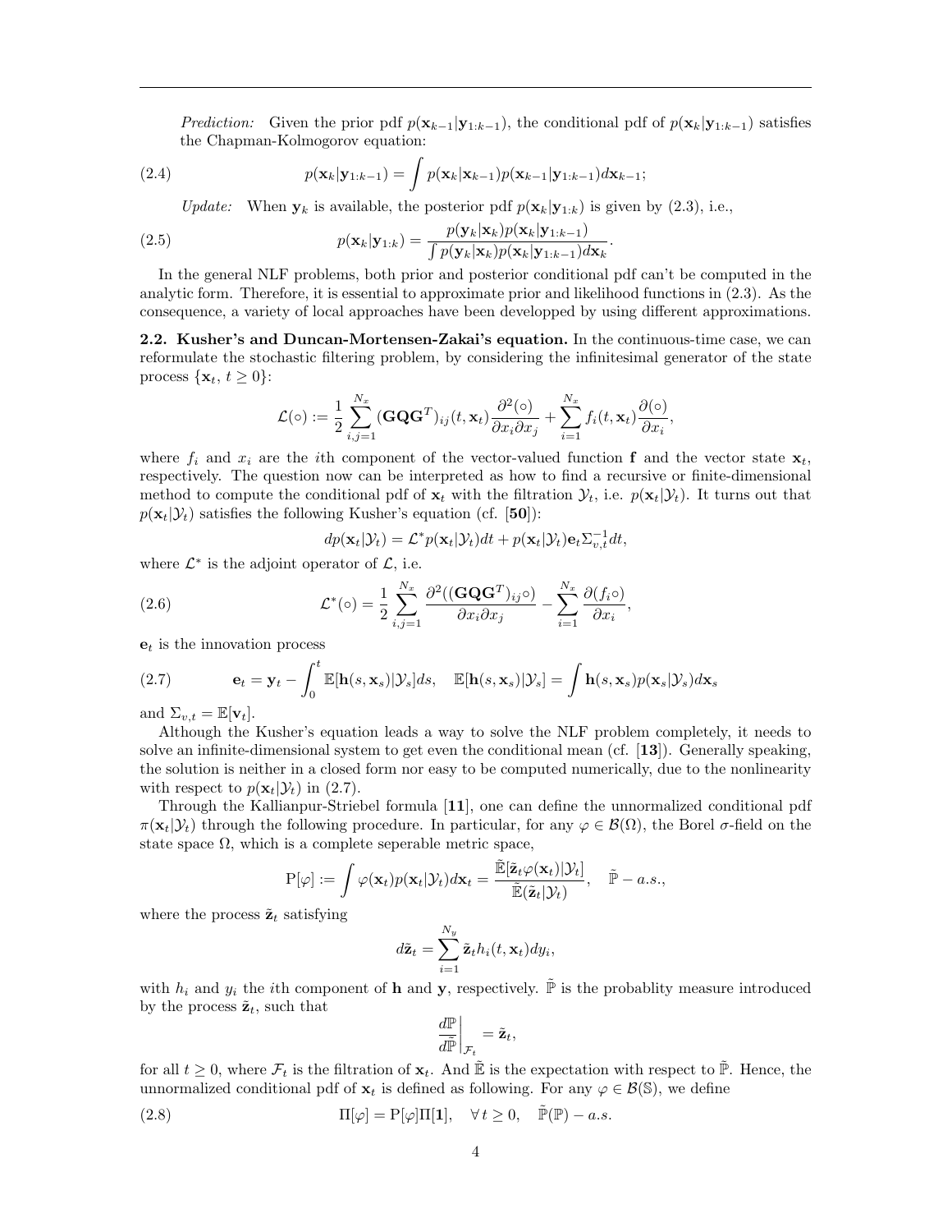*Prediction:* Given the prior pdf $p(\mathbf{x}_{k-1}|\mathbf{y}_{1:k-1})$, the conditional pdf of $p(\mathbf{x}_k|\mathbf{y}_{1:k-1})$ satisfies the Chapman-Kolmogorov equation:

$$p(\mathbf{x}_k|\mathbf{y}_{1:k-1}) = \int p(\mathbf{x}_k|\mathbf{x}_{k-1})p(\mathbf{x}_{k-1}|\mathbf{y}_{1:k-1})d\mathbf{x}_{k-1}; \tag{2.4}$$

*Update:* When $\mathbf{y}_k$ is available, the posterior pdf $p(\mathbf{x}_k|\mathbf{y}_{1:k})$ is given by (2.3), i.e.,

$$p(\mathbf{x}_k|\mathbf{y}_{1:k}) = \frac{p(\mathbf{y}_k|\mathbf{x}_k)p(\mathbf{x}_k|\mathbf{y}_{1:k-1})}{\int p(\mathbf{y}_k|\mathbf{x}_k)p(\mathbf{x}_k|\mathbf{y}_{1:k-1})d\mathbf{x}_k}. \tag{2.5}$$

In the general NLF problems, both prior and posterior conditional pdf can't be computed in the analytic form. Therefore, it is essential to approximate prior and likelihood functions in (2.3). As the consequence, a variety of local approaches have been developped by using different approximations.

**2.2. Kusher's and Duncan-Mortensen-Zakai's equation.** In the continuous-time case, we can reformulate the stochastic filtering problem, by considering the infinitesimal generator of the state process $\{\mathbf{x}_t,\, t \geq 0\}$:

$$\mathcal{L}(\circ) := \frac{1}{2}\sum_{i,j=1}^{N_x}(\mathbf{G}\mathbf{Q}\mathbf{G}^T)_{ij}(t,\mathbf{x}_t)\frac{\partial^2(\circ)}{\partial x_i \partial x_j} + \sum_{i=1}^{N_x} f_i(t,\mathbf{x}_t)\frac{\partial(\circ)}{\partial x_i},$$

where $f_i$ and $x_i$ are the $i$th component of the vector-valued function $\mathbf{f}$ and the vector state $\mathbf{x}_t$, respectively. The question now can be interpreted as how to find a recursive or finite-dimensional method to compute the conditional pdf of $\mathbf{x}_t$ with the filtration $\mathcal{Y}_t$, i.e. $p(\mathbf{x}_t|\mathcal{Y}_t)$. It turns out that $p(\mathbf{x}_t|\mathcal{Y}_t)$ satisfies the following Kusher's equation (cf. [**50**]):

$$dp(\mathbf{x}_t|\mathcal{Y}_t) = \mathcal{L}^* p(\mathbf{x}_t|\mathcal{Y}_t)dt + p(\mathbf{x}_t|\mathcal{Y}_t)\mathbf{e}_t\Sigma_{v,t}^{-1}dt,$$

where $\mathcal{L}^*$ is the adjoint operator of $\mathcal{L}$, i.e.

$$\mathcal{L}^*(\circ) = \frac{1}{2}\sum_{i,j=1}^{N_x}\frac{\partial^2((\mathbf{G}\mathbf{Q}\mathbf{G}^T)_{ij}\circ)}{\partial x_i \partial x_j} - \sum_{i=1}^{N_x}\frac{\partial(f_i\circ)}{\partial x_i}, \tag{2.6}$$

$\mathbf{e}_t$ is the innovation process

$$\mathbf{e}_t = \mathbf{y}_t - \int_0^t \mathbb{E}[\mathbf{h}(s,\mathbf{x}_s)|\mathcal{Y}_s]ds, \quad \mathbb{E}[\mathbf{h}(s,\mathbf{x}_s)|\mathcal{Y}_s] = \int \mathbf{h}(s,\mathbf{x}_s)p(\mathbf{x}_s|\mathcal{Y}_s)d\mathbf{x}_s \tag{2.7}$$

and $\Sigma_{v,t} = \mathbb{E}[\mathbf{v}_t]$.

Although the Kusher's equation leads a way to solve the NLF problem completely, it needs to solve an infinite-dimensional system to get even the conditional mean (cf. [**13**]). Generally speaking, the solution is neither in a closed form nor easy to be computed numerically, due to the nonlinearity with respect to $p(\mathbf{x}_t|\mathcal{Y}_t)$ in (2.7).

Through the Kallianpur-Striebel formula [**11**], one can define the unnormalized conditional pdf $\pi(\mathbf{x}_t|\mathcal{Y}_t)$ through the following procedure. In particular, for any $\varphi \in \mathcal{B}(\Omega)$, the Borel $\sigma$-field on the state space $\Omega$, which is a complete seperable metric space,

$$\mathrm{P}[\varphi] := \int \varphi(\mathbf{x}_t)p(\mathbf{x}_t|\mathcal{Y}_t)d\mathbf{x}_t = \frac{\tilde{\mathbb{E}}[\tilde{\mathbf{z}}_t\varphi(\mathbf{x}_t)|\mathcal{Y}_t]}{\tilde{\mathbb{E}}(\tilde{\mathbf{z}}_t|\mathcal{Y}_t)}, \quad \tilde{\mathbb{P}}-a.s.,$$

where the process $\tilde{\mathbf{z}}_t$ satisfying

$$d\tilde{\mathbf{z}}_t = \sum_{i=1}^{N_y}\tilde{\mathbf{z}}_t h_i(t,\mathbf{x}_t)dy_i,$$

with $h_i$ and $y_i$ the $i$th component of $\mathbf{h}$ and $\mathbf{y}$, respectively. $\tilde{\mathbb{P}}$ is the probablity measure introduced by the process $\tilde{\mathbf{z}}_t$, such that

$$\left.\frac{d\mathbb{P}}{d\tilde{\mathbb{P}}}\right|_{\mathcal{F}_t} = \tilde{\mathbf{z}}_t,$$

for all $t \geq 0$, where $\mathcal{F}_t$ is the filtration of $\mathbf{x}_t$. And $\tilde{\mathbb{E}}$ is the expectation with respect to $\tilde{\mathbb{P}}$. Hence, the unnormalized conditional pdf of $\mathbf{x}_t$ is defined as following. For any $\varphi \in \mathcal{B}(\mathbb{S})$, we define

$$\Pi[\varphi] = \mathrm{P}[\varphi]\Pi[\mathbf{1}], \quad \forall\, t \geq 0, \quad \tilde{\mathbb{P}}(\mathbb{P})-a.s. \tag{2.8}$$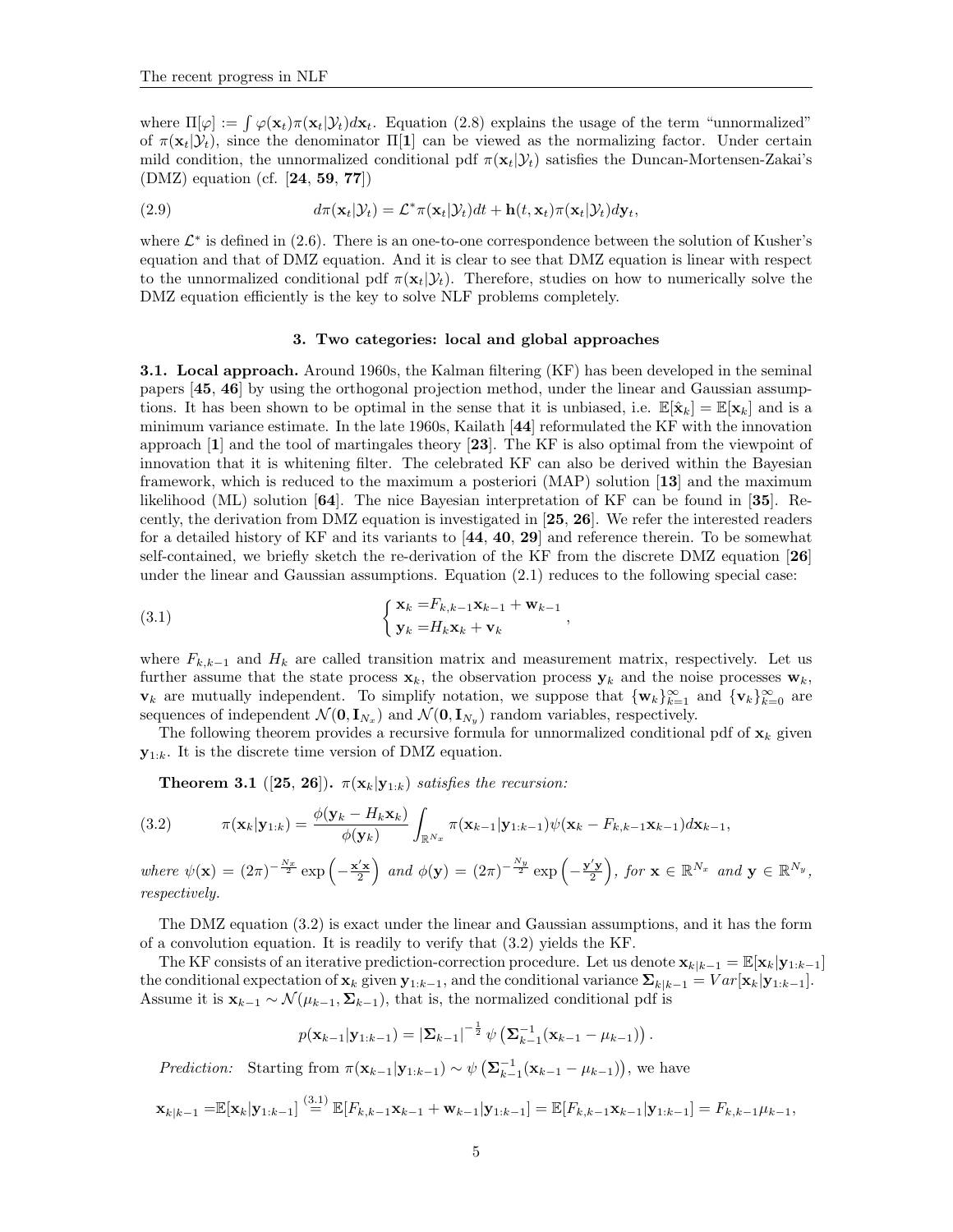where $\Pi[\varphi] := \int \varphi(\mathbf{x}_t)\pi(\mathbf{x}_t|\mathcal{Y}_t)d\mathbf{x}_t$. Equation (2.8) explains the usage of the term "unnormalized" of $\pi(\mathbf{x}_t|\mathcal{Y}_t)$, since the denominator $\Pi[\mathbf{1}]$ can be viewed as the normalizing factor. Under certain mild condition, the unnormalized conditional pdf $\pi(\mathbf{x}_t|\mathcal{Y}_t)$ satisfies the Duncan-Mortensen-Zakai's (DMZ) equation (cf. [**24**, **59**, **77**])

$$
d\pi(\mathbf{x}_t|\mathcal{Y}_t) = \mathcal{L}^*\pi(\mathbf{x}_t|\mathcal{Y}_t)dt + \mathbf{h}(t,\mathbf{x}_t)\pi(\mathbf{x}_t|\mathcal{Y}_t)d\mathbf{y}_t, \tag{2.9}
$$

where $\mathcal{L}^*$ is defined in (2.6). There is an one-to-one correspondence between the solution of Kusher's equation and that of DMZ equation. And it is clear to see that DMZ equation is linear with respect to the unnormalized conditional pdf $\pi(\mathbf{x}_t|\mathcal{Y}_t)$. Therefore, studies on how to numerically solve the DMZ equation efficiently is the key to solve NLF problems completely.

## 3. Two categories: local and global approaches

**3.1. Local approach.** Around 1960s, the Kalman filtering (KF) has been developed in the seminal papers [**45**, **46**] by using the orthogonal projection method, under the linear and Gaussian assumptions. It has been shown to be optimal in the sense that it is unbiased, i.e. $\mathbb{E}[\hat{\mathbf{x}}_k] = \mathbb{E}[\mathbf{x}_k]$ and is a minimum variance estimate. In the late 1960s, Kailath [**44**] reformulated the KF with the innovation approach [**1**] and the tool of martingales theory [**23**]. The KF is also optimal from the viewpoint of innovation that it is whitening filter. The celebrated KF can also be derived within the Bayesian framework, which is reduced to the maximum a posteriori (MAP) solution [**13**] and the maximum likelihood (ML) solution [**64**]. The nice Bayesian interpretation of KF can be found in [**35**]. Recently, the derivation from DMZ equation is investigated in [**25**, **26**]. We refer the interested readers for a detailed history of KF and its variants to [**44**, **40**, **29**] and reference therein. To be somewhat self-contained, we briefly sketch the re-derivation of the KF from the discrete DMZ equation [**26**] under the linear and Gaussian assumptions. Equation (2.1) reduces to the following special case:

$$
\begin{cases} \mathbf{x}_k = F_{k,k-1}\mathbf{x}_{k-1} + \mathbf{w}_{k-1} \\ \mathbf{y}_k = H_k\mathbf{x}_k + \mathbf{v}_k \end{cases}, \tag{3.1}
$$

where $F_{k,k-1}$ and $H_k$ are called transition matrix and measurement matrix, respectively. Let us further assume that the state process $\mathbf{x}_k$, the observation process $\mathbf{y}_k$ and the noise processes $\mathbf{w}_k$, $\mathbf{v}_k$ are mutually independent. To simplify notation, we suppose that $\{\mathbf{w}_k\}_{k=1}^\infty$ and $\{\mathbf{v}_k\}_{k=0}^\infty$ are sequences of independent $\mathcal{N}(\mathbf{0}, \mathbf{I}_{N_x})$ and $\mathcal{N}(\mathbf{0}, \mathbf{I}_{N_y})$ random variables, respectively.

The following theorem provides a recursive formula for unnormalized conditional pdf of $\mathbf{x}_k$ given $\mathbf{y}_{1:k}$. It is the discrete time version of DMZ equation.

**Theorem 3.1** ([**25**, **26**]). *$\pi(\mathbf{x}_k|\mathbf{y}_{1:k})$ satisfies the recursion:*

$$
\pi(\mathbf{x}_k|\mathbf{y}_{1:k}) = \frac{\phi(\mathbf{y}_k - H_k\mathbf{x}_k)}{\phi(\mathbf{y}_k)} \int_{\mathbb{R}^{N_x}} \pi(\mathbf{x}_{k-1}|\mathbf{y}_{1:k-1})\psi(\mathbf{x}_k - F_{k,k-1}\mathbf{x}_{k-1})d\mathbf{x}_{k-1}, \tag{3.2}
$$

*where $\psi(\mathbf{x}) = (2\pi)^{-\frac{N_x}{2}} \exp\left(-\frac{\mathbf{x}'\mathbf{x}}{2}\right)$ and $\phi(\mathbf{y}) = (2\pi)^{-\frac{N_y}{2}} \exp\left(-\frac{\mathbf{y}'\mathbf{y}}{2}\right)$, for $\mathbf{x} \in \mathbb{R}^{N_x}$ and $\mathbf{y} \in \mathbb{R}^{N_y}$, respectively.*

The DMZ equation (3.2) is exact under the linear and Gaussian assumptions, and it has the form of a convolution equation. It is readily to verify that (3.2) yields the KF.

The KF consists of an iterative prediction-correction procedure. Let us denote $\mathbf{x}_{k|k-1} = \mathbb{E}[\mathbf{x}_k|\mathbf{y}_{1:k-1}]$ the conditional expectation of $\mathbf{x}_k$ given $\mathbf{y}_{1:k-1}$, and the conditional variance $\mathbf{\Sigma}_{k|k-1} = Var[\mathbf{x}_k|\mathbf{y}_{1:k-1}]$. Assume it is $\mathbf{x}_{k-1} \sim \mathcal{N}(\mu_{k-1}, \mathbf{\Sigma}_{k-1})$, that is, the normalized conditional pdf is

$$
p(\mathbf{x}_{k-1}|\mathbf{y}_{1:k-1}) = |\mathbf{\Sigma}_{k-1}|^{-\frac{1}{2}} \psi\left(\mathbf{\Sigma}_{k-1}^{-1}(\mathbf{x}_{k-1} - \mu_{k-1})\right).
$$

*Prediction:* Starting from $\pi(\mathbf{x}_{k-1}|\mathbf{y}_{1:k-1}) \sim \psi\left(\mathbf{\Sigma}_{k-1}^{-1}(\mathbf{x}_{k-1} - \mu_{k-1})\right)$, we have

$$
\mathbf{x}_{k|k-1} = \mathbb{E}[\mathbf{x}_k|\mathbf{y}_{1:k-1}] \overset{(3.1)}{=} \mathbb{E}[F_{k,k-1}\mathbf{x}_{k-1} + \mathbf{w}_{k-1}|\mathbf{y}_{1:k-1}] = \mathbb{E}[F_{k,k-1}\mathbf{x}_{k-1}|\mathbf{y}_{1:k-1}] = F_{k,k-1}\mu_{k-1},
$$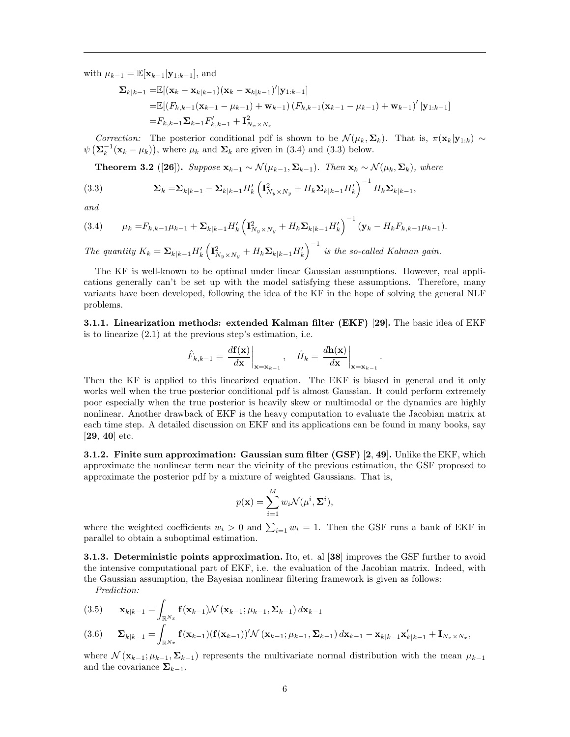with $\mu_{k-1} = \mathbb{E}[\mathbf{x}_{k-1}|\mathbf{y}_{1:k-1}]$, and

$$
\begin{aligned}
\mathbf{\Sigma}_{k|k-1} =& \mathbb{E}[(\mathbf{x}_k - \mathbf{x}_{k|k-1})(\mathbf{x}_k - \mathbf{x}_{k|k-1})'|\mathbf{y}_{1:k-1}] \\
=& \mathbb{E}[(F_{k,k-1}(\mathbf{x}_{k-1} - \mu_{k-1}) + \mathbf{w}_{k-1})\left(F_{k,k-1}(\mathbf{x}_{k-1} - \mu_{k-1}) + \mathbf{w}_{k-1}\right)'|\mathbf{y}_{1:k-1}] \\
=& F_{k,k-1}\mathbf{\Sigma}_{k-1}F'_{k,k-1} + \mathbf{I}^2_{N_x \times N_x}
\end{aligned}
$$

*Correction:* The posterior conditional pdf is shown to be $\mathcal{N}(\mu_k, \mathbf{\Sigma}_k)$. That is, $\pi(\mathbf{x}_k|\mathbf{y}_{1:k}) \sim \psi\left(\mathbf{\Sigma}_k^{-1}(\mathbf{x}_k - \mu_k)\right)$, where $\mu_k$ and $\mathbf{\Sigma}_k$ are given in (3.4) and (3.3) below.

**Theorem 3.2** ([**26**]). *Suppose $\mathbf{x}_{k-1} \sim \mathcal{N}(\mu_{k-1}, \mathbf{\Sigma}_{k-1})$. Then $\mathbf{x}_k \sim \mathcal{N}(\mu_k, \mathbf{\Sigma}_k)$, where*

$$
\mathbf{\Sigma}_k = \mathbf{\Sigma}_{k|k-1} - \mathbf{\Sigma}_{k|k-1}H'_k\left(\mathbf{I}^2_{N_y \times N_y} + H_k\mathbf{\Sigma}_{k|k-1}H'_k\right)^{-1}H_k\mathbf{\Sigma}_{k|k-1}, \tag{3.3}
$$

*and*

$$
\mu_k = F_{k,k-1}\mu_{k-1} + \mathbf{\Sigma}_{k|k-1}H'_k\left(\mathbf{I}^2_{N_y \times N_y} + H_k\mathbf{\Sigma}_{k|k-1}H'_k\right)^{-1}(\mathbf{y}_k - H_kF_{k,k-1}\mu_{k-1}). \tag{3.4}
$$

*The quantity $K_k = \mathbf{\Sigma}_{k|k-1}H'_k\left(\mathbf{I}^2_{N_y \times N_y} + H_k\mathbf{\Sigma}_{k|k-1}H'_k\right)^{-1}$ is the so-called Kalman gain.*

The KF is well-known to be optimal under linear Gaussian assumptions. However, real applications generally can't be set up with the model satisfying these assumptions. Therefore, many variants have been developed, following the idea of the KF in the hope of solving the general NLF problems.

**3.1.1. Linearization methods: extended Kalman filter (EKF) [29].** The basic idea of EKF is to linearize (2.1) at the previous step's estimation, i.e.

$$
\hat{F}_{k,k-1} = \left.\frac{d\mathbf{f}(\mathbf{x})}{d\mathbf{x}}\right|_{\mathbf{x}=\mathbf{x}_{k-1}}, \quad \hat{H}_k = \left.\frac{d\mathbf{h}(\mathbf{x})}{d\mathbf{x}}\right|_{\mathbf{x}=\mathbf{x}_{k-1}}.
$$

Then the KF is applied to this linearized equation. The EKF is biased in general and it only works well when the true posterior conditional pdf is almost Gaussian. It could perform extremely poor especially when the true posterior is heavily skew or multimodal or the dynamics are highly nonlinear. Another drawback of EKF is the heavy computation to evaluate the Jacobian matrix at each time step. A detailed discussion on EKF and its applications can be found in many books, say [**29**, **40**] etc.

**3.1.2. Finite sum approximation: Gaussian sum filter (GSF) [2, 49].** Unlike the EKF, which approximate the nonlinear term near the vicinity of the previous estimation, the GSF proposed to approximate the posterior pdf by a mixture of weighted Gaussians. That is,

$$
p(\mathbf{x}) = \sum_{i=1}^{M} w_i\mathcal{N}(\mu^i, \mathbf{\Sigma}^i),
$$

where the weighted coefficients $w_i > 0$ and $\sum_{i=1} w_i = 1$. Then the GSF runs a bank of EKF in parallel to obtain a suboptimal estimation.

**3.1.3. Deterministic points approximation.** Ito, et. al [**38**] improves the GSF further to avoid the intensive computational part of EKF, i.e. the evaluation of the Jacobian matrix. Indeed, with the Gaussian assumption, the Bayesian nonlinear filtering framework is given as follows:

*Prediction:*

$$
\mathbf{x}_{k|k-1} = \int_{\mathbb{R}^{N_x}} \mathbf{f}(\mathbf{x}_{k-1})\mathcal{N}\left(\mathbf{x}_{k-1}; \mu_{k-1}, \mathbf{\Sigma}_{k-1}\right)d\mathbf{x}_{k-1} \tag{3.5}
$$

$$
\mathbf{\Sigma}_{k|k-1} = \int_{\mathbb{R}^{N_x}} \mathbf{f}(\mathbf{x}_{k-1})(\mathbf{f}(\mathbf{x}_{k-1}))'\mathcal{N}\left(\mathbf{x}_{k-1}; \mu_{k-1}, \mathbf{\Sigma}_{k-1}\right)d\mathbf{x}_{k-1} - \mathbf{x}_{k|k-1}\mathbf{x}'_{k|k-1} + \mathbf{I}_{N_x \times N_x}, \tag{3.6}
$$

where $\mathcal{N}\left(\mathbf{x}_{k-1}; \mu_{k-1}, \mathbf{\Sigma}_{k-1}\right)$ represents the multivariate normal distribution with the mean $\mu_{k-1}$ and the covariance $\mathbf{\Sigma}_{k-1}$.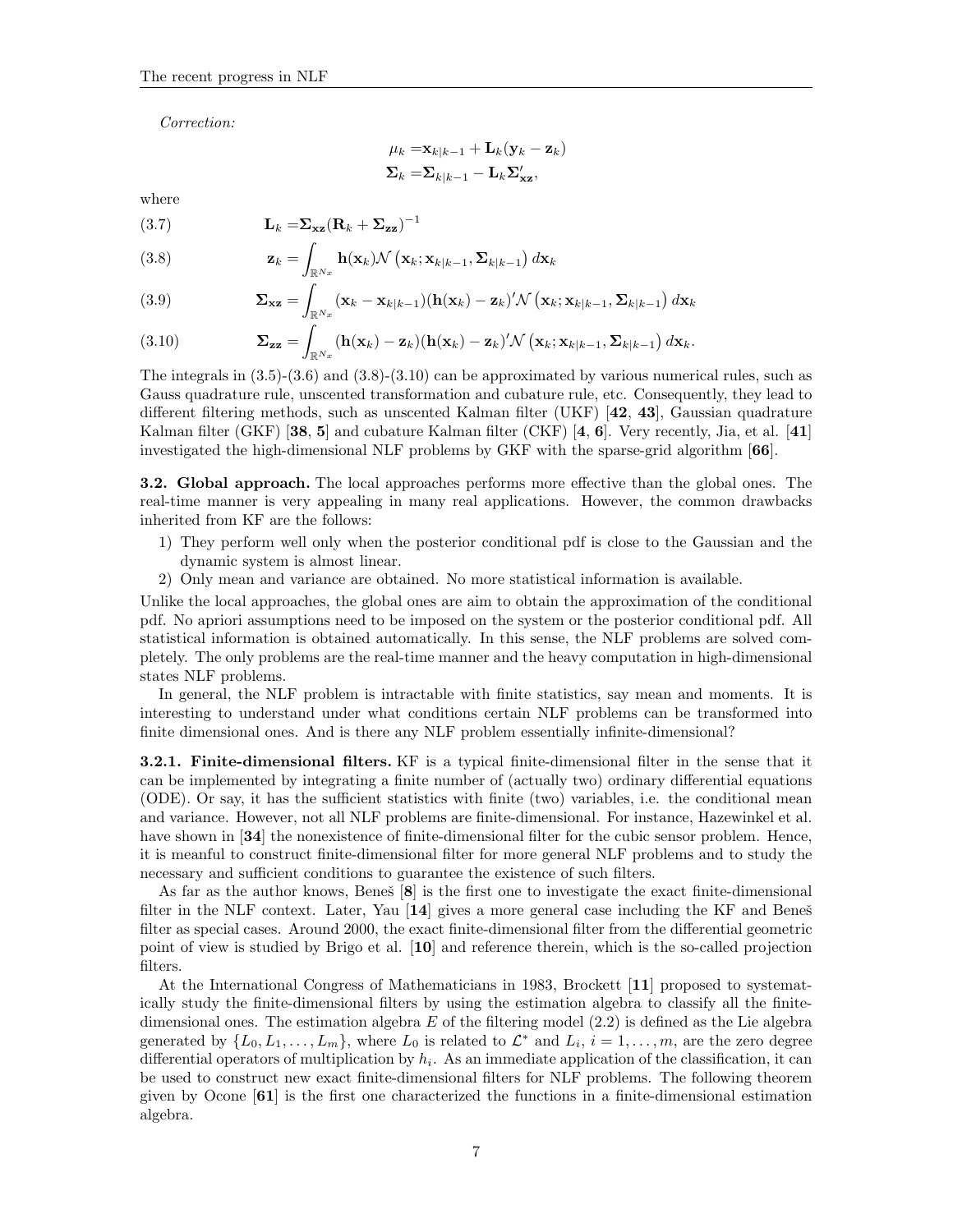*Correction:*

$$
\begin{aligned}
\mu_k =& \mathbf{x}_{k|k-1} + \mathbf{L}_k(\mathbf{y}_k - \mathbf{z}_k) \\
\boldsymbol{\Sigma}_k =& \boldsymbol{\Sigma}_{k|k-1} - \mathbf{L}_k \boldsymbol{\Sigma}'_{\mathbf{xz}},
\end{aligned}
$$

where

$$
\mathbf{L}_k = \boldsymbol{\Sigma}_{\mathbf{xz}}(\mathbf{R}_k + \boldsymbol{\Sigma}_{\mathbf{zz}})^{-1} \tag{3.7}
$$

$$
\mathbf{z}_k = \int_{\mathbb{R}^{N_x}} \mathbf{h}(\mathbf{x}_k)\mathcal{N}\left(\mathbf{x}_k; \mathbf{x}_{k|k-1}, \boldsymbol{\Sigma}_{k|k-1}\right) d\mathbf{x}_k \tag{3.8}
$$

$$
\boldsymbol{\Sigma}_{\mathbf{xz}} = \int_{\mathbb{R}^{N_x}} (\mathbf{x}_k - \mathbf{x}_{k|k-1})(\mathbf{h}(\mathbf{x}_k) - \mathbf{z}_k)'\mathcal{N}\left(\mathbf{x}_k; \mathbf{x}_{k|k-1}, \boldsymbol{\Sigma}_{k|k-1}\right) d\mathbf{x}_k \tag{3.9}
$$

$$
\boldsymbol{\Sigma}_{\mathbf{zz}} = \int_{\mathbb{R}^{N_x}} (\mathbf{h}(\mathbf{x}_k) - \mathbf{z}_k)(\mathbf{h}(\mathbf{x}_k) - \mathbf{z}_k)'\mathcal{N}\left(\mathbf{x}_k; \mathbf{x}_{k|k-1}, \boldsymbol{\Sigma}_{k|k-1}\right) d\mathbf{x}_k. \tag{3.10}
$$

The integrals in (3.5)-(3.6) and (3.8)-(3.10) can be approximated by various numerical rules, such as Gauss quadrature rule, unscented transformation and cubature rule, etc. Consequently, they lead to different filtering methods, such as unscented Kalman filter (UKF) [**42**, **43**], Gaussian quadrature Kalman filter (GKF) [**38**, **5**] and cubature Kalman filter (CKF) [**4**, **6**]. Very recently, Jia, et al. [**41**] investigated the high-dimensional NLF problems by GKF with the sparse-grid algorithm [**66**].

**3.2. Global approach.** The local approaches performs more effective than the global ones. The real-time manner is very appealing in many real applications. However, the common drawbacks inherited from KF are the follows:

1) They perform well only when the posterior conditional pdf is close to the Gaussian and the dynamic system is almost linear.
2) Only mean and variance are obtained. No more statistical information is available.

Unlike the local approaches, the global ones are aim to obtain the approximation of the conditional pdf. No apriori assumptions need to be imposed on the system or the posterior conditional pdf. All statistical information is obtained automatically. In this sense, the NLF problems are solved completely. The only problems are the real-time manner and the heavy computation in high-dimensional states NLF problems.

In general, the NLF problem is intractable with finite statistics, say mean and moments. It is interesting to understand under what conditions certain NLF problems can be transformed into finite dimensional ones. And is there any NLF problem essentially infinite-dimensional?

**3.2.1. Finite-dimensional filters.** KF is a typical finite-dimensional filter in the sense that it can be implemented by integrating a finite number of (actually two) ordinary differential equations (ODE). Or say, it has the sufficient statistics with finite (two) variables, i.e. the conditional mean and variance. However, not all NLF problems are finite-dimensional. For instance, Hazewinkel et al. have shown in [**34**] the nonexistence of finite-dimensional filter for the cubic sensor problem. Hence, it is meanful to construct finite-dimensional filter for more general NLF problems and to study the necessary and sufficient conditions to guarantee the existence of such filters.

As far as the author knows, Beneš [**8**] is the first one to investigate the exact finite-dimensional filter in the NLF context. Later, Yau [**14**] gives a more general case including the KF and Beneš filter as special cases. Around 2000, the exact finite-dimensional filter from the differential geometric point of view is studied by Brigo et al. [**10**] and reference therein, which is the so-called projection filters.

At the International Congress of Mathematicians in 1983, Brockett [**11**] proposed to systematically study the finite-dimensional filters by using the estimation algebra to classify all the finite-dimensional ones. The estimation algebra $E$ of the filtering model (2.2) is defined as the Lie algebra generated by $\{L_0, L_1, \ldots, L_m\}$, where $L_0$ is related to $\mathcal{L}^*$ and $L_i$, $i = 1, \ldots, m$, are the zero degree differential operators of multiplication by $h_i$. As an immediate application of the classification, it can be used to construct new exact finite-dimensional filters for NLF problems. The following theorem given by Ocone [**61**] is the first one characterized the functions in a finite-dimensional estimation algebra.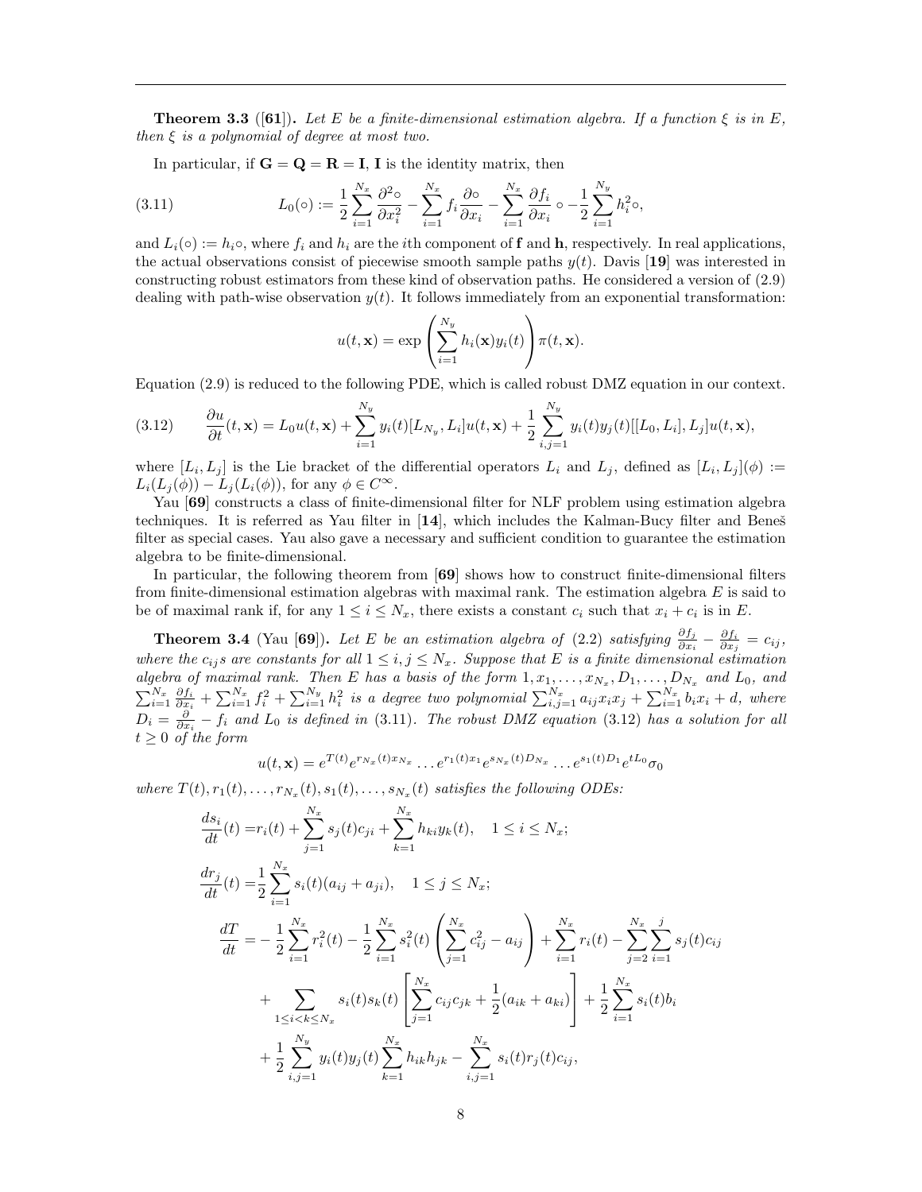**Theorem 3.3** ([**61**])**.** *Let $E$ be a finite-dimensional estimation algebra. If a function $\xi$ is in $E$, then $\xi$ is a polynomial of degree at most two.*

In particular, if $\mathbf{G} = \mathbf{Q} = \mathbf{R} = \mathbf{I}$, $\mathbf{I}$ is the identity matrix, then

$$L_0(\circ) := \frac{1}{2}\sum_{i=1}^{N_x} \frac{\partial^2 \circ}{\partial x_i^2} - \sum_{i=1}^{N_x} f_i \frac{\partial \circ}{\partial x_i} - \sum_{i=1}^{N_x} \frac{\partial f_i}{\partial x_i} \circ - \frac{1}{2}\sum_{i=1}^{N_y} h_i^2 \circ, \tag{3.11}$$

and $L_i(\circ) := h_i \circ$, where $f_i$ and $h_i$ are the $i$th component of $\mathbf{f}$ and $\mathbf{h}$, respectively. In real applications, the actual observations consist of piecewise smooth sample paths $y(t)$. Davis [**19**] was interested in constructing robust estimators from these kind of observation paths. He considered a version of (2.9) dealing with path-wise observation $y(t)$. It follows immediately from an exponential transformation:

$$u(t, \mathbf{x}) = \exp\left(\sum_{i=1}^{N_y} h_i(\mathbf{x}) y_i(t)\right) \pi(t, \mathbf{x}).$$

Equation (2.9) is reduced to the following PDE, which is called robust DMZ equation in our context.

$$\frac{\partial u}{\partial t}(t, \mathbf{x}) = L_0 u(t, \mathbf{x}) + \sum_{i=1}^{N_y} y_i(t)[L_{N_y}, L_i] u(t, \mathbf{x}) + \frac{1}{2}\sum_{i,j=1}^{N_y} y_i(t) y_j(t) [[L_0, L_i], L_j] u(t, \mathbf{x}), \tag{3.12}$$

where $[L_i, L_j]$ is the Lie bracket of the differential operators $L_i$ and $L_j$, defined as $[L_i, L_j](\phi) := L_i(L_j(\phi)) - L_j(L_i(\phi))$, for any $\phi \in C^\infty$.

Yau [**69**] constructs a class of finite-dimensional filter for NLF problem using estimation algebra techniques. It is referred as Yau filter in [**14**], which includes the Kalman-Bucy filter and Beneš filter as special cases. Yau also gave a necessary and sufficient condition to guarantee the estimation algebra to be finite-dimensional.

In particular, the following theorem from [**69**] shows how to construct finite-dimensional filters from finite-dimensional estimation algebras with maximal rank. The estimation algebra $E$ is said to be of maximal rank if, for any $1 \le i \le N_x$, there exists a constant $c_i$ such that $x_i + c_i$ is in $E$.

**Theorem 3.4** (Yau [**69**])**.** *Let $E$ be an estimation algebra of (2.2) satisfying $\frac{\partial f_j}{\partial x_i} - \frac{\partial f_i}{\partial x_j} = c_{ij}$, where the $c_{ij}$s are constants for all $1 \le i, j \le N_x$. Suppose that $E$ is a finite dimensional estimation algebra of maximal rank. Then $E$ has a basis of the form $1, x_1, \ldots, x_{N_x}, D_1, \ldots, D_{N_x}$ and $L_0$, and $\sum_{i=1}^{N_x} \frac{\partial f_i}{\partial x_i} + \sum_{i=1}^{N_x} f_i^2 + \sum_{i=1}^{N_y} h_i^2$ is a degree two polynomial $\sum_{i,j=1}^{N_x} a_{ij} x_i x_j + \sum_{i=1}^{N_x} b_i x_i + d$, where $D_i = \frac{\partial}{\partial x_i} - f_i$ and $L_0$ is defined in (3.11). The robust DMZ equation (3.12) has a solution for all $t \ge 0$ of the form*

$$u(t, \mathbf{x}) = e^{T(t)} e^{r_{N_x}(t) x_{N_x}} \cdots e^{r_1(t) x_1} e^{s_{N_x}(t) D_{N_x}} \cdots e^{s_1(t) D_1} e^{t L_0} \sigma_0$$

*where $T(t), r_1(t), \ldots, r_{N_x}(t), s_1(t), \ldots, s_{N_x}(t)$ satisfies the following ODEs:*

$$\begin{aligned}
\frac{ds_i}{dt}(t) =& r_i(t) + \sum_{j=1}^{N_x} s_j(t) c_{ji} + \sum_{k=1}^{N_x} h_{ki} y_k(t), \quad 1 \le i \le N_x; \\
\frac{dr_j}{dt}(t) =& \frac{1}{2}\sum_{i=1}^{N_x} s_i(t)(a_{ij} + a_{ji}), \quad 1 \le j \le N_x; \\
\frac{dT}{dt} =& -\frac{1}{2}\sum_{i=1}^{N_x} r_i^2(t) - \frac{1}{2}\sum_{i=1}^{N_x} s_i^2(t)\left(\sum_{j=1}^{N_x} c_{ij}^2 - a_{ij}\right) + \sum_{i=1}^{N_x} r_i(t) - \sum_{j=2}^{N_x}\sum_{i=1}^{j} s_j(t) c_{ij} \\
& + \sum_{1 \le i < k \le N_x} s_i(t) s_k(t)\left[\sum_{j=1}^{N_x} c_{ij} c_{jk} + \frac{1}{2}(a_{ik} + a_{ki})\right] + \frac{1}{2}\sum_{i=1}^{N_x} s_i(t) b_i \\
& + \frac{1}{2}\sum_{i,j=1}^{N_y} y_i(t) y_j(t) \sum_{k=1}^{N_x} h_{ik} h_{jk} - \sum_{i,j=1}^{N_x} s_i(t) r_j(t) c_{ij},
\end{aligned}$$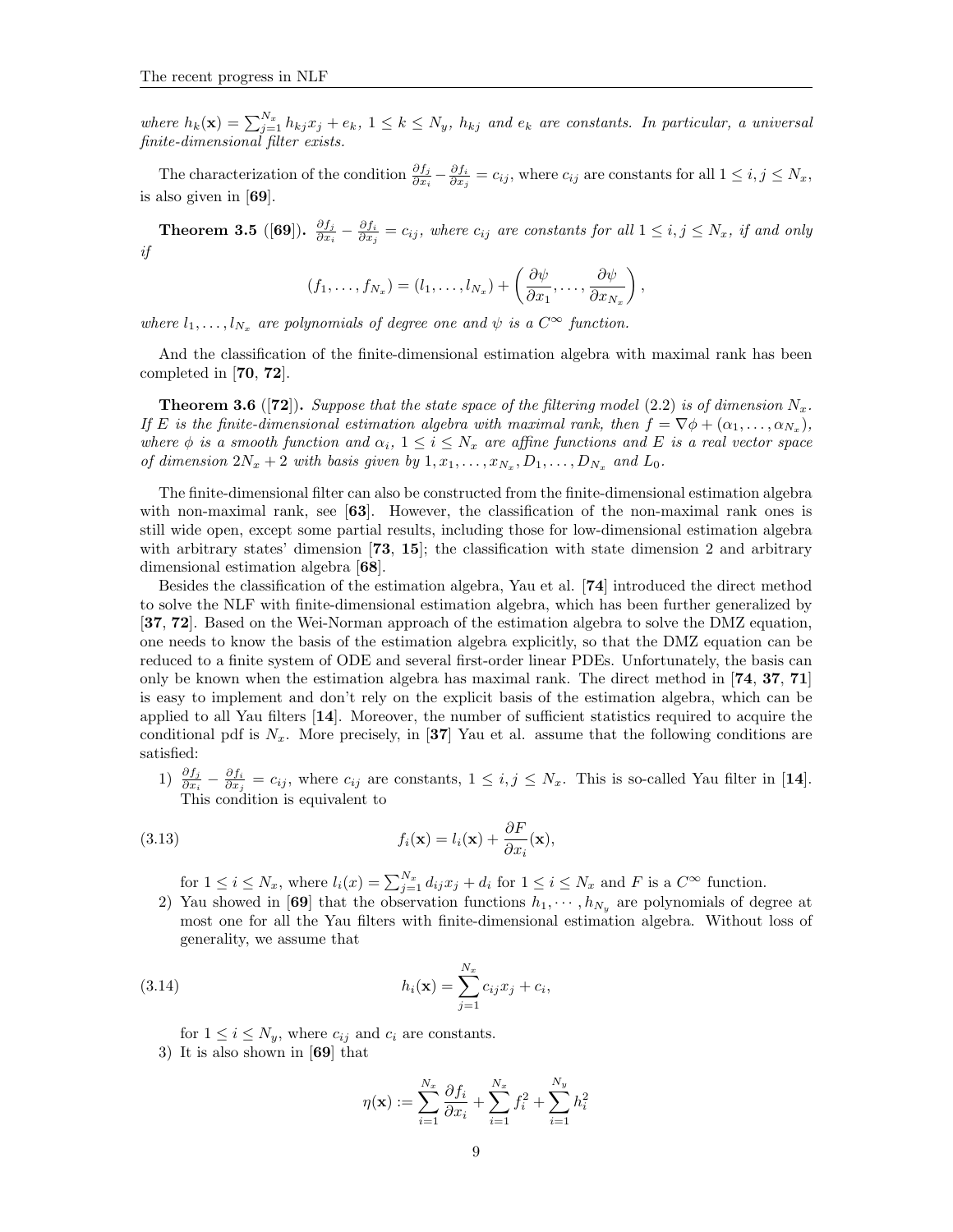*where $h_k(\mathbf{x}) = \sum_{j=1}^{N_x} h_{kj}x_j + e_k$, $1 \le k \le N_y$, $h_{kj}$ and $e_k$ are constants. In particular, a universal finite-dimensional filter exists.*

The characterization of the condition $\frac{\partial f_j}{\partial x_i} - \frac{\partial f_i}{\partial x_j} = c_{ij}$, where $c_{ij}$ are constants for all $1 \le i, j \le N_x$, is also given in [**69**].

**Theorem 3.5** ([**69**]). *$\frac{\partial f_j}{\partial x_i} - \frac{\partial f_i}{\partial x_j} = c_{ij}$, where $c_{ij}$ are constants for all $1 \le i, j \le N_x$, if and only if*

$$(f_1, \ldots, f_{N_x}) = (l_1, \ldots, l_{N_x}) + \left( \frac{\partial \psi}{\partial x_1}, \ldots, \frac{\partial \psi}{\partial x_{N_x}} \right),$$

*where $l_1, \ldots, l_{N_x}$ are polynomials of degree one and $\psi$ is a $C^\infty$ function.*

And the classification of the finite-dimensional estimation algebra with maximal rank has been completed in [**70**, **72**].

**Theorem 3.6** ([**72**]). *Suppose that the state space of the filtering model (2.2) is of dimension $N_x$. If $E$ is the finite-dimensional estimation algebra with maximal rank, then $f = \nabla \phi + (\alpha_1, \ldots, \alpha_{N_x})$, where $\phi$ is a smooth function and $\alpha_i$, $1 \le i \le N_x$ are affine functions and $E$ is a real vector space of dimension $2N_x + 2$ with basis given by $1, x_1, \ldots, x_{N_x}, D_1, \ldots, D_{N_x}$ and $L_0$.*

The finite-dimensional filter can also be constructed from the finite-dimensional estimation algebra with non-maximal rank, see [**63**]. However, the classification of the non-maximal rank ones is still wide open, except some partial results, including those for low-dimensional estimation algebra with arbitrary states' dimension [**73**, **15**]; the classification with state dimension 2 and arbitrary dimensional estimation algebra [**68**].

Besides the classification of the estimation algebra, Yau et al. [**74**] introduced the direct method to solve the NLF with finite-dimensional estimation algebra, which has been further generalized by [**37**, **72**]. Based on the Wei-Norman approach of the estimation algebra to solve the DMZ equation, one needs to know the basis of the estimation algebra explicitly, so that the DMZ equation can be reduced to a finite system of ODE and several first-order linear PDEs. Unfortunately, the basis can only be known when the estimation algebra has maximal rank. The direct method in [**74**, **37**, **71**] is easy to implement and don't rely on the explicit basis of the estimation algebra, which can be applied to all Yau filters [**14**]. Moreover, the number of sufficient statistics required to acquire the conditional pdf is $N_x$. More precisely, in [**37**] Yau et al. assume that the following conditions are satisfied:

1) $\frac{\partial f_j}{\partial x_i} - \frac{\partial f_i}{\partial x_j} = c_{ij}$, where $c_{ij}$ are constants, $1 \le i, j \le N_x$. This is so-called Yau filter in [**14**]. This condition is equivalent to

$$f_i(\mathbf{x}) = l_i(\mathbf{x}) + \frac{\partial F}{\partial x_i}(\mathbf{x}), \tag{3.13}$$

   for $1 \le i \le N_x$, where $l_i(x) = \sum_{j=1}^{N_x} d_{ij}x_j + d_i$ for $1 \le i \le N_x$ and $F$ is a $C^\infty$ function.

2) Yau showed in [**69**] that the observation functions $h_1, \cdots, h_{N_y}$ are polynomials of degree at most one for all the Yau filters with finite-dimensional estimation algebra. Without loss of generality, we assume that

$$h_i(\mathbf{x}) = \sum_{j=1}^{N_x} c_{ij}x_j + c_i, \tag{3.14}$$

   for $1 \le i \le N_y$, where $c_{ij}$ and $c_i$ are constants.

3) It is also shown in [**69**] that

$$\eta(\mathbf{x}) := \sum_{i=1}^{N_x} \frac{\partial f_i}{\partial x_i} + \sum_{i=1}^{N_x} f_i^2 + \sum_{i=1}^{N_y} h_i^2$$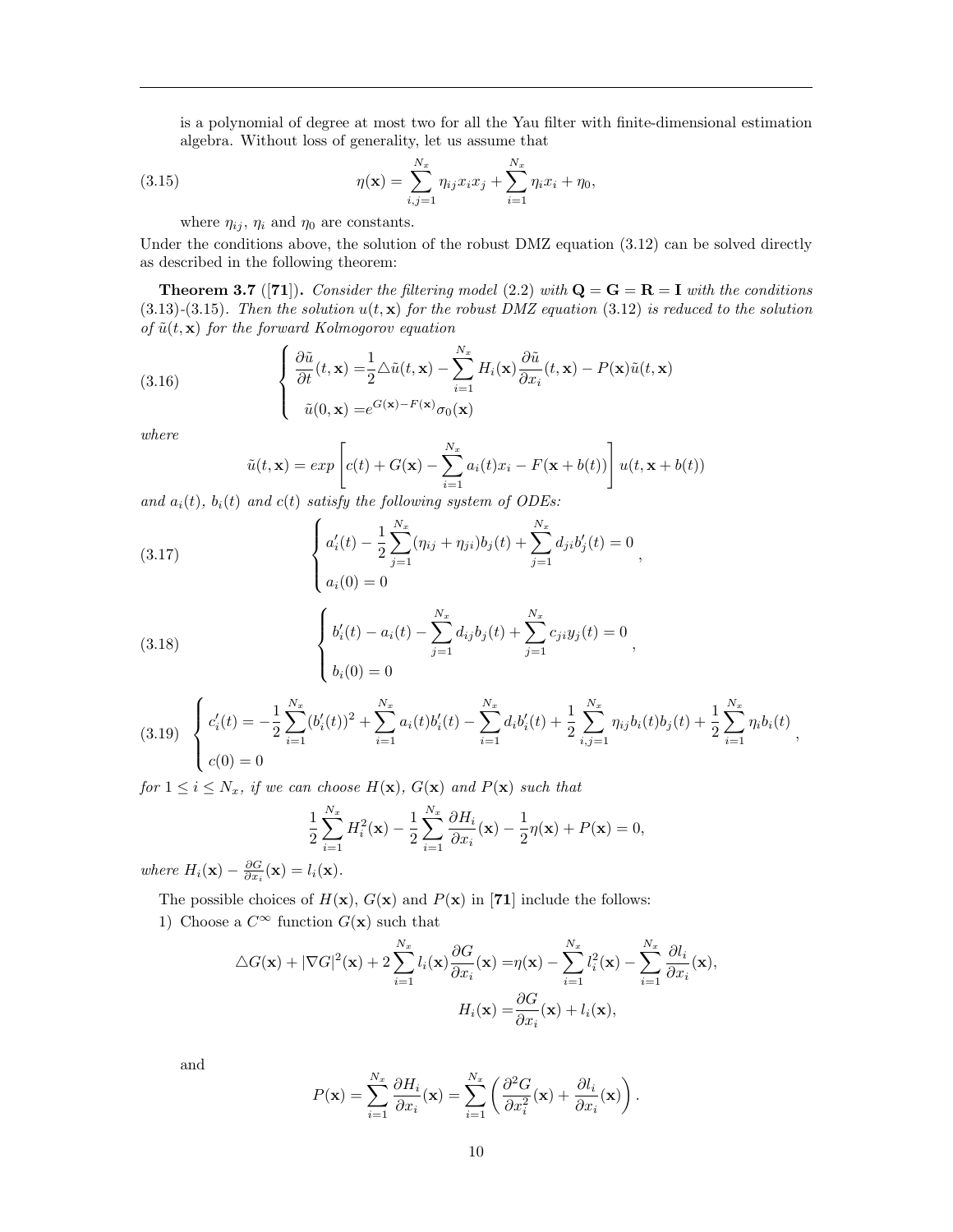is a polynomial of degree at most two for all the Yau filter with finite-dimensional estimation algebra. Without loss of generality, let us assume that

$$\eta(\mathbf{x}) = \sum_{i,j=1}^{N_x} \eta_{ij} x_i x_j + \sum_{i=1}^{N_x} \eta_i x_i + \eta_0, \tag{3.15}$$

where $\eta_{ij}$, $\eta_i$ and $\eta_0$ are constants.

Under the conditions above, the solution of the robust DMZ equation (3.12) can be solved directly as described in the following theorem:

**Theorem 3.7** ([**71**]). *Consider the filtering model (2.2) with $\mathbf{Q} = \mathbf{G} = \mathbf{R} = \mathbf{I}$ with the conditions (3.13)-(3.15). Then the solution $u(t, \mathbf{x})$ for the robust DMZ equation (3.12) is reduced to the solution of $\tilde{u}(t, \mathbf{x})$ for the forward Kolmogorov equation*

$$\begin{cases} \dfrac{\partial \tilde{u}}{\partial t}(t, \mathbf{x}) = \dfrac{1}{2} \triangle \tilde{u}(t, \mathbf{x}) - \displaystyle\sum_{i=1}^{N_x} H_i(\mathbf{x}) \dfrac{\partial \tilde{u}}{\partial x_i}(t, \mathbf{x}) - P(\mathbf{x}) \tilde{u}(t, \mathbf{x}) \\ \tilde{u}(0, \mathbf{x}) = e^{G(\mathbf{x}) - F(\mathbf{x})} \sigma_0(\mathbf{x}) \end{cases} \tag{3.16}$$

*where*

$$\tilde{u}(t, \mathbf{x}) = exp\left[ c(t) + G(\mathbf{x}) - \sum_{i=1}^{N_x} a_i(t) x_i - F(\mathbf{x} + b(t)) \right] u(t, \mathbf{x} + b(t))$$

*and $a_i(t)$, $b_i(t)$ and $c(t)$ satisfy the following system of ODEs:*

$$\begin{cases} a_i'(t) - \dfrac{1}{2} \displaystyle\sum_{j=1}^{N_x} (\eta_{ij} + \eta_{ji}) b_j(t) + \sum_{j=1}^{N_x} d_{ji} b_j'(t) = 0 \\ a_i(0) = 0 \end{cases}, \tag{3.17}$$

$$\begin{cases} b_i'(t) - a_i(t) - \displaystyle\sum_{j=1}^{N_x} d_{ij} b_j(t) + \sum_{j=1}^{N_x} c_{ji} y_j(t) = 0 \\ b_i(0) = 0 \end{cases}, \tag{3.18}$$

$$\begin{cases} c_i'(t) = -\dfrac{1}{2} \displaystyle\sum_{i=1}^{N_x} (b_i'(t))^2 + \sum_{i=1}^{N_x} a_i(t) b_i'(t) - \sum_{i=1}^{N_x} d_i b_i'(t) + \dfrac{1}{2} \sum_{i,j=1}^{N_x} \eta_{ij} b_i(t) b_j(t) + \dfrac{1}{2} \sum_{i=1}^{N_x} \eta_i b_i(t) \\ c(0) = 0 \end{cases}, \tag{3.19}$$

*for $1 \le i \le N_x$, if we can choose $H(\mathbf{x})$, $G(\mathbf{x})$ and $P(\mathbf{x})$ such that*

$$\frac{1}{2} \sum_{i=1}^{N_x} H_i^2(\mathbf{x}) - \frac{1}{2} \sum_{i=1}^{N_x} \frac{\partial H_i}{\partial x_i}(\mathbf{x}) - \frac{1}{2} \eta(\mathbf{x}) + P(\mathbf{x}) = 0,$$

*where $H_i(\mathbf{x}) - \frac{\partial G}{\partial x_i}(\mathbf{x}) = l_i(\mathbf{x})$.*

The possible choices of $H(\mathbf{x})$, $G(\mathbf{x})$ and $P(\mathbf{x})$ in [**71**] include the follows:

1) Choose a $C^\infty$ function $G(\mathbf{x})$ such that

$$\begin{aligned} \triangle G(\mathbf{x}) + |\nabla G|^2(\mathbf{x}) + 2 \sum_{i=1}^{N_x} l_i(\mathbf{x}) \frac{\partial G}{\partial x_i}(\mathbf{x}) &= \eta(\mathbf{x}) - \sum_{i=1}^{N_x} l_i^2(\mathbf{x}) - \sum_{i=1}^{N_x} \frac{\partial l_i}{\partial x_i}(\mathbf{x}), \\ H_i(\mathbf{x}) &= \frac{\partial G}{\partial x_i}(\mathbf{x}) + l_i(\mathbf{x}), \end{aligned}$$

and

$$P(\mathbf{x}) = \sum_{i=1}^{N_x} \frac{\partial H_i}{\partial x_i}(\mathbf{x}) = \sum_{i=1}^{N_x} \left( \frac{\partial^2 G}{\partial x_i^2}(\mathbf{x}) + \frac{\partial l_i}{\partial x_i}(\mathbf{x}) \right).$$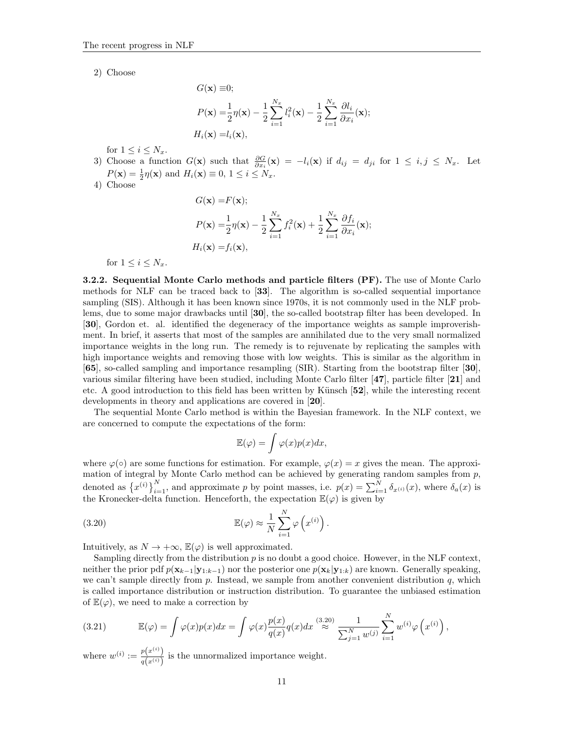2) Choose

$$
\begin{aligned}
G(\mathbf{x}) \equiv& 0; \\
P(\mathbf{x}) =& \frac{1}{2}\eta(\mathbf{x}) - \frac{1}{2}\sum_{i=1}^{N_x} l_i^2(\mathbf{x}) - \frac{1}{2}\sum_{i=1}^{N_x} \frac{\partial l_i}{\partial x_i}(\mathbf{x}); \\
H_i(\mathbf{x}) =& l_i(\mathbf{x}),
\end{aligned}
$$

for $1 \leq i \leq N_x$.

3) Choose a function $G(\mathbf{x})$ such that $\frac{\partial G}{\partial x_i}(\mathbf{x}) = -l_i(\mathbf{x})$ if $d_{ij} = d_{ji}$ for $1 \leq i, j \leq N_x$. Let $P(\mathbf{x}) = \frac{1}{2}\eta(\mathbf{x})$ and $H_i(\mathbf{x}) \equiv 0$, $1 \leq i \leq N_x$.

4) Choose

$$
\begin{aligned}
G(\mathbf{x}) =& F(\mathbf{x}); \\
P(\mathbf{x}) =& \frac{1}{2}\eta(\mathbf{x}) - \frac{1}{2}\sum_{i=1}^{N_x} f_i^2(\mathbf{x}) + \frac{1}{2}\sum_{i=1}^{N_x} \frac{\partial f_i}{\partial x_i}(\mathbf{x}); \\
H_i(\mathbf{x}) =& f_i(\mathbf{x}),
\end{aligned}
$$

for $1 \leq i \leq N_x$.

**3.2.2. Sequential Monte Carlo methods and particle filters (PF).** The use of Monte Carlo methods for NLF can be traced back to [**33**]. The algorithm is so-called sequential importance sampling (SIS). Although it has been known since 1970s, it is not commonly used in the NLF problems, due to some major drawbacks until [**30**], the so-called bootstrap filter has been developed. In [**30**], Gordon et. al. identified the degeneracy of the importance weights as sample improverishment. In brief, it asserts that most of the samples are annihilated due to the very small normalized importance weights in the long run. The remedy is to rejuvenate by replicating the samples with high importance weights and removing those with low weights. This is similar as the algorithm in [**65**], so-called sampling and importance resampling (SIR). Starting from the bootstrap filter [**30**], various similar filtering have been studied, including Monte Carlo filter [**47**], particle filter [**21**] and etc. A good introduction to this field has been written by Künsch [**52**], while the interesting recent developments in theory and applications are covered in [**20**].

The sequential Monte Carlo method is within the Bayesian framework. In the NLF context, we are concerned to compute the expectations of the form:

$$
\mathbb{E}(\varphi) = \int \varphi(x)p(x)dx,
$$

where $\varphi(\circ)$ are some functions for estimation. For example, $\varphi(x) = x$ gives the mean. The approximation of integral by Monte Carlo method can be achieved by generating random samples from $p$, denoted as $\left\{x^{(i)}\right\}_{i=1}^N$, and approximate $p$ by point masses, i.e. $p(x) = \sum_{i=1}^N \delta_{x^{(i)}}(x)$, where $\delta_a(x)$ is the Kronecker-delta function. Henceforth, the expectation $\mathbb{E}(\varphi)$ is given by

$$
\mathbb{E}(\varphi) \approx \frac{1}{N}\sum_{i=1}^N \varphi\left(x^{(i)}\right). \tag{3.20}
$$

Intuitively, as $N \to +\infty$, $\mathbb{E}(\varphi)$ is well approximated.

Sampling directly from the distribution $p$ is no doubt a good choice. However, in the NLF context, neither the prior pdf $p(\mathbf{x}_{k-1}|\mathbf{y}_{1:k-1})$ nor the posterior one $p(\mathbf{x}_k|\mathbf{y}_{1:k})$ are known. Generally speaking, we can't sample directly from $p$. Instead, we sample from another convenient distribution $q$, which is called importance distribution or instruction distribution. To guarantee the unbiased estimation of $\mathbb{E}(\varphi)$, we need to make a correction by

$$
\mathbb{E}(\varphi) = \int \varphi(x)p(x)dx = \int \varphi(x)\frac{p(x)}{q(x)}q(x)dx \overset{(3.20)}{\approx} \frac{1}{\sum_{j=1}^N w^{(j)}}\sum_{i=1}^N w^{(i)}\varphi\left(x^{(i)}\right), \tag{3.21}
$$

where $w^{(i)} := \frac{p\left(x^{(i)}\right)}{q\left(x^{(i)}\right)}$ is the unnormalized importance weight.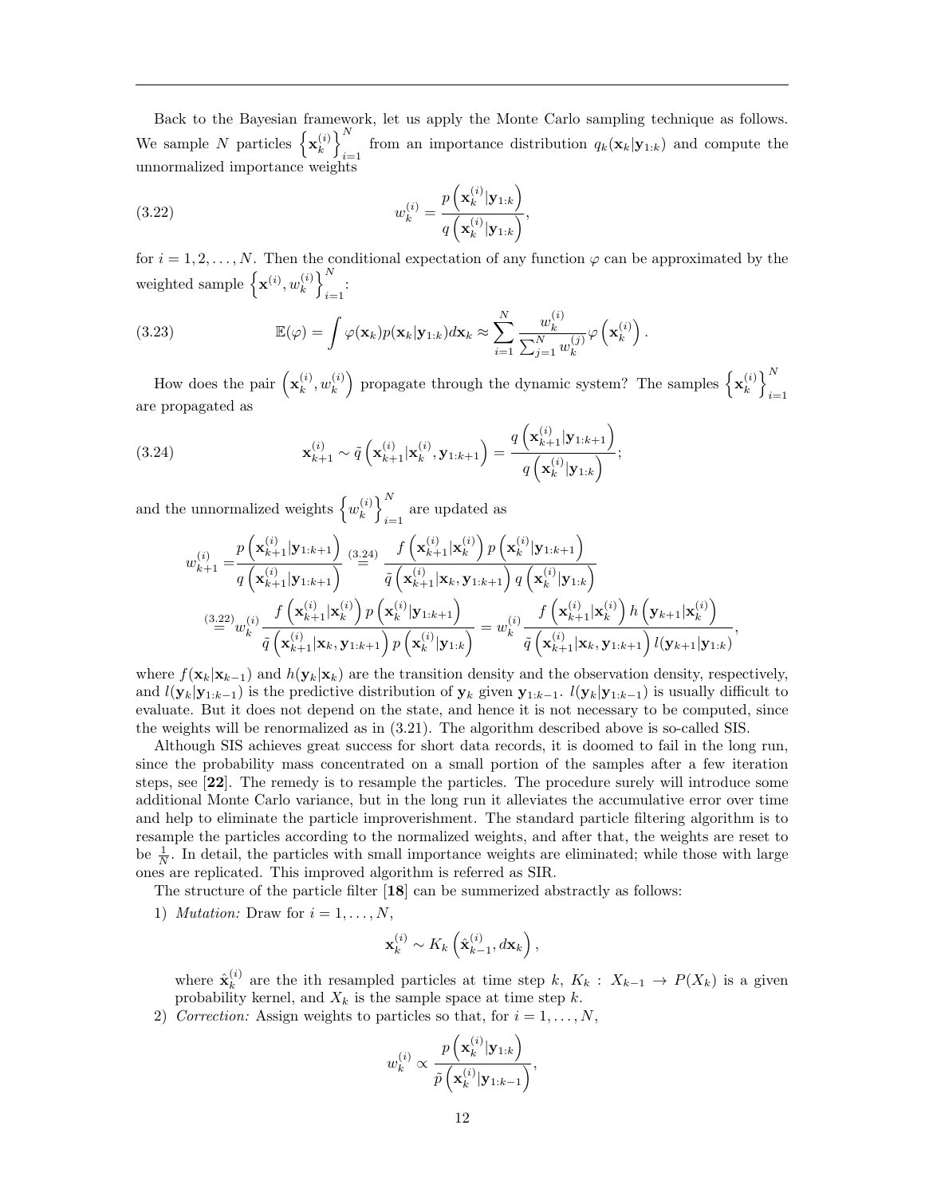Back to the Bayesian framework, let us apply the Monte Carlo sampling technique as follows. We sample $N$ particles $\left\{\mathbf{x}_k^{(i)}\right\}_{i=1}^N$ from an importance distribution $q_k(\mathbf{x}_k|\mathbf{y}_{1:k})$ and compute the unnormalized importance weights

$$w_k^{(i)} = \frac{p\left(\mathbf{x}_k^{(i)}|\mathbf{y}_{1:k}\right)}{q\left(\mathbf{x}_k^{(i)}|\mathbf{y}_{1:k}\right)}, \tag{3.22}$$

for $i = 1, 2, \ldots, N$. Then the conditional expectation of any function $\varphi$ can be approximated by the weighted sample $\left\{\mathbf{x}^{(i)}, w_k^{(i)}\right\}_{i=1}^N$:

$$\mathbb{E}(\varphi) = \int \varphi(\mathbf{x}_k) p(\mathbf{x}_k|\mathbf{y}_{1:k}) d\mathbf{x}_k \approx \sum_{i=1}^N \frac{w_k^{(i)}}{\sum_{j=1}^N w_k^{(j)}} \varphi\left(\mathbf{x}_k^{(i)}\right). \tag{3.23}$$

How does the pair $\left(\mathbf{x}_k^{(i)}, w_k^{(i)}\right)$ propagate through the dynamic system? The samples $\left\{\mathbf{x}_k^{(i)}\right\}_{i=1}^N$ are propagated as

$$\mathbf{x}_{k+1}^{(i)} \sim \tilde{q}\left(\mathbf{x}_{k+1}^{(i)}|\mathbf{x}_k^{(i)}, \mathbf{y}_{1:k+1}\right) = \frac{q\left(\mathbf{x}_{k+1}^{(i)}|\mathbf{y}_{1:k+1}\right)}{q\left(\mathbf{x}_k^{(i)}|\mathbf{y}_{1:k}\right)}; \tag{3.24}$$

and the unnormalized weights $\left\{w_k^{(i)}\right\}_{i=1}^N$ are updated as

$$\begin{aligned}
w_{k+1}^{(i)} =& \frac{p\left(\mathbf{x}_{k+1}^{(i)}|\mathbf{y}_{1:k+1}\right)}{q\left(\mathbf{x}_{k+1}^{(i)}|\mathbf{y}_{1:k+1}\right)} \overset{(3.24)}{=} \frac{f\left(\mathbf{x}_{k+1}^{(i)}|\mathbf{x}_k^{(i)}\right) p\left(\mathbf{x}_k^{(i)}|\mathbf{y}_{1:k+1}\right)}{\tilde{q}\left(\mathbf{x}_{k+1}^{(i)}|\mathbf{x}_k, \mathbf{y}_{1:k+1}\right) q\left(\mathbf{x}_k^{(i)}|\mathbf{y}_{1:k}\right)} \\
\overset{(3.22)}{=}& w_k^{(i)} \frac{f\left(\mathbf{x}_{k+1}^{(i)}|\mathbf{x}_k^{(i)}\right) p\left(\mathbf{x}_k^{(i)}|\mathbf{y}_{1:k+1}\right)}{\tilde{q}\left(\mathbf{x}_{k+1}^{(i)}|\mathbf{x}_k, \mathbf{y}_{1:k+1}\right) p\left(\mathbf{x}_k^{(i)}|\mathbf{y}_{1:k}\right)} = w_k^{(i)} \frac{f\left(\mathbf{x}_{k+1}^{(i)}|\mathbf{x}_k^{(i)}\right) h\left(\mathbf{y}_{k+1}|\mathbf{x}_k^{(i)}\right)}{\tilde{q}\left(\mathbf{x}_{k+1}^{(i)}|\mathbf{x}_k, \mathbf{y}_{1:k+1}\right) l(\mathbf{y}_{k+1}|\mathbf{y}_{1:k})},
\end{aligned}$$

where $f(\mathbf{x}_k|\mathbf{x}_{k-1})$ and $h(\mathbf{y}_k|\mathbf{x}_k)$ are the transition density and the observation density, respectively, and $l(\mathbf{y}_k|\mathbf{y}_{1:k-1})$ is the predictive distribution of $\mathbf{y}_k$ given $\mathbf{y}_{1:k-1}$. $l(\mathbf{y}_k|\mathbf{y}_{1:k-1})$ is usually difficult to evaluate. But it does not depend on the state, and hence it is not necessary to be computed, since the weights will be renormalized as in (3.21). The algorithm described above is so-called SIS.

Although SIS achieves great success for short data records, it is doomed to fail in the long run, since the probability mass concentrated on a small portion of the samples after a few iteration steps, see [**22**]. The remedy is to resample the particles. The procedure surely will introduce some additional Monte Carlo variance, but in the long run it alleviates the accumulative error over time and help to eliminate the particle improverishment. The standard particle filtering algorithm is to resample the particles according to the normalized weights, and after that, the weights are reset to be $\frac{1}{N}$. In detail, the particles with small importance weights are eliminated; while those with large ones are replicated. This improved algorithm is referred as SIR.

The structure of the particle filter [**18**] can be summerized abstractly as follows:

1) *Mutation:* Draw for $i = 1, \ldots, N$,

$$\mathbf{x}_k^{(i)} \sim K_k\left(\hat{\mathbf{x}}_{k-1}^{(i)}, d\mathbf{x}_k\right),$$

where $\hat{\mathbf{x}}_k^{(i)}$ are the ith resampled particles at time step $k$, $K_k : X_{k-1} \to P(X_k)$ is a given probability kernel, and $X_k$ is the sample space at time step $k$.

2) *Correction:* Assign weights to particles so that, for $i = 1, \ldots, N$,

$$w_k^{(i)} \propto \frac{p\left(\mathbf{x}_k^{(i)}|\mathbf{y}_{1:k}\right)}{\tilde{p}\left(\mathbf{x}_k^{(i)}|\mathbf{y}_{1:k-1}\right)},$$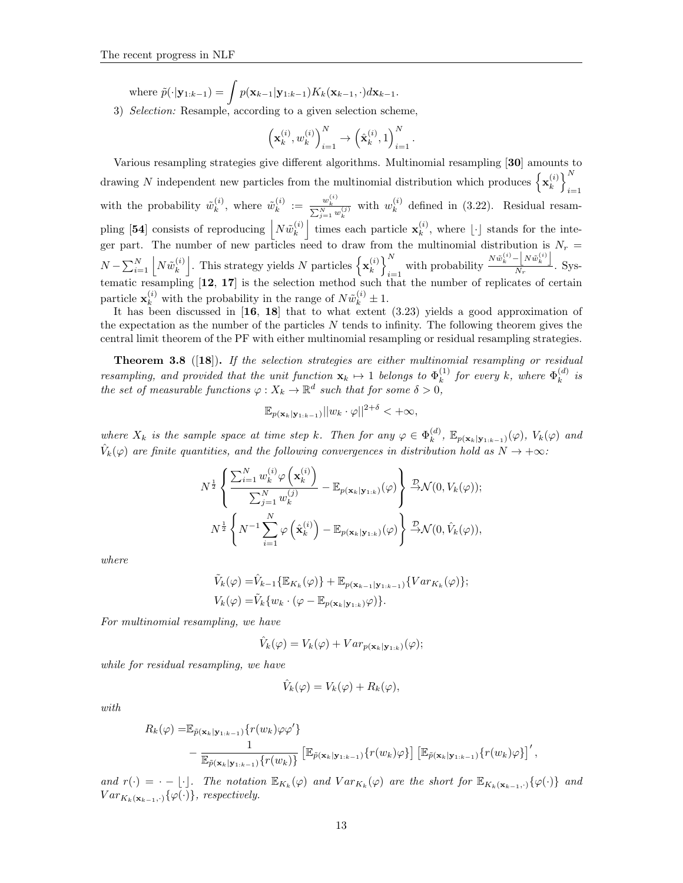where $\tilde{p}(\cdot|\mathbf{y}_{1:k-1}) = \displaystyle\int p(\mathbf{x}_{k-1}|\mathbf{y}_{1:k-1}) K_k(\mathbf{x}_{k-1}, \cdot) d\mathbf{x}_{k-1}$.

3) *Selection:* Resample, according to a given selection scheme,

$$\left(\mathbf{x}_k^{(i)}, w_k^{(i)}\right)_{i=1}^N \to \left(\hat{\mathbf{x}}_k^{(i)}, 1\right)_{i=1}^N.$$

Various resampling strategies give different algorithms. Multinomial resampling [**30**] amounts to drawing $N$ independent new particles from the multinomial distribution which produces $\left\{\mathbf{x}_k^{(i)}\right\}_{i=1}^N$ with the probability $\tilde{w}_k^{(i)}$, where $\tilde{w}_k^{(i)} := \frac{w_k^{(i)}}{\sum_{j=1}^N w_k^{(j)}}$ with $w_k^{(i)}$ defined in (3.22). Residual resampling [**54**] consists of reproducing $\left\lfloor N\tilde{w}_k^{(i)}\right\rfloor$ times each particle $\mathbf{x}_k^{(i)}$, where $\lfloor\cdot\rfloor$ stands for the integer part. The number of new particles need to draw from the multinomial distribution is $N_r = N - \sum_{i=1}^N \left\lfloor N\tilde{w}_k^{(i)}\right\rfloor$. This strategy yields $N$ particles $\left\{\mathbf{x}_k^{(i)}\right\}_{i=1}^N$ with probability $\frac{N\tilde{w}_k^{(i)} - \left\lfloor N\tilde{w}_k^{(i)}\right\rfloor}{N_r}$. Systematic resampling [**12**, **17**] is the selection method such that the number of replicates of certain particle $\mathbf{x}_k^{(i)}$ with the probability in the range of $N\tilde{w}_k^{(i)} \pm 1$.

It has been discussed in [**16**, **18**] that to what extent (3.23) yields a good approximation of the expectation as the number of the particles $N$ tends to infinity. The following theorem gives the central limit theorem of the PF with either multinomial resampling or residual resampling strategies.

**Theorem 3.8** ([**18**]). *If the selection strategies are either multinomial resampling or residual resampling, and provided that the unit function $\mathbf{x}_k \mapsto 1$ belongs to $\Phi_k^{(1)}$ for every $k$, where $\Phi_k^{(d)}$ is the set of measurable functions $\varphi : X_k \to \mathbb{R}^d$ such that for some $\delta > 0$,*

$$\mathbb{E}_{p(\mathbf{x}_k|\mathbf{y}_{1:k-1})} ||w_k \cdot \varphi||^{2+\delta} < +\infty,$$

*where $X_k$ is the sample space at time step $k$. Then for any $\varphi \in \Phi_k^{(d)}$, $\mathbb{E}_{p(\mathbf{x}_k|\mathbf{y}_{1:k-1})}(\varphi)$, $V_k(\varphi)$ and $\hat{V}_k(\varphi)$ are finite quantities, and the following convergences in distribution hold as $N \to +\infty$:*

$$N^{\frac{1}{2}} \left\{ \frac{\sum_{i=1}^N w_k^{(i)} \varphi\left(\mathbf{x}_k^{(i)}\right)}{\sum_{j=1}^N w_k^{(j)}} - \mathbb{E}_{p(\mathbf{x}_k|\mathbf{y}_{1:k})}(\varphi) \right\} \xrightarrow{\mathcal{D}} \mathcal{N}(0, V_k(\varphi));$$
$$N^{\frac{1}{2}} \left\{ N^{-1} \sum_{i=1}^N \varphi\left(\hat{\mathbf{x}}_k^{(i)}\right) - \mathbb{E}_{p(\mathbf{x}_k|\mathbf{y}_{1:k})}(\varphi) \right\} \xrightarrow{\mathcal{D}} \mathcal{N}(0, \hat{V}_k(\varphi)),$$

*where*

$$\begin{aligned}
\tilde{V}_k(\varphi) =& \hat{V}_{k-1}\{\mathbb{E}_{K_k}(\varphi)\} + \mathbb{E}_{p(\mathbf{x}_{k-1}|\mathbf{y}_{1:k-1})}\{Var_{K_k}(\varphi)\};\\
V_k(\varphi) =& \tilde{V}_k\{w_k \cdot (\varphi - \mathbb{E}_{p(\mathbf{x}_k|\mathbf{y}_{1:k})}\varphi)\}.
\end{aligned}$$

*For multinomial resampling, we have*

$$\hat{V}_k(\varphi) = V_k(\varphi) + Var_{p(\mathbf{x}_k|\mathbf{y}_{1:k})}(\varphi);$$

*while for residual resampling, we have*

$$\hat{V}_k(\varphi) = V_k(\varphi) + R_k(\varphi),$$

*with*

$$\begin{aligned}
R_k(\varphi) =& \mathbb{E}_{\tilde{p}(\mathbf{x}_k|\mathbf{y}_{1:k-1})}\{r(w_k)\varphi\varphi'\}\\
&- \frac{1}{\mathbb{E}_{\tilde{p}(\mathbf{x}_k|\mathbf{y}_{1:k-1})}\{r(w_k)\}} \left[\mathbb{E}_{\tilde{p}(\mathbf{x}_k|\mathbf{y}_{1:k-1})}\{r(w_k)\varphi\}\right] \left[\mathbb{E}_{\tilde{p}(\mathbf{x}_k|\mathbf{y}_{1:k-1})}\{r(w_k)\varphi\}\right]',
\end{aligned}$$

*and $r(\cdot) = \cdot - \lfloor\cdot\rfloor$. The notation $\mathbb{E}_{K_k}(\varphi)$ and $Var_{K_k}(\varphi)$ are the short for $\mathbb{E}_{K_k(\mathbf{x}_{k-1},\cdot)}\{\varphi(\cdot)\}$ and $Var_{K_k(\mathbf{x}_{k-1},\cdot)}\{\varphi(\cdot)\}$, respectively.*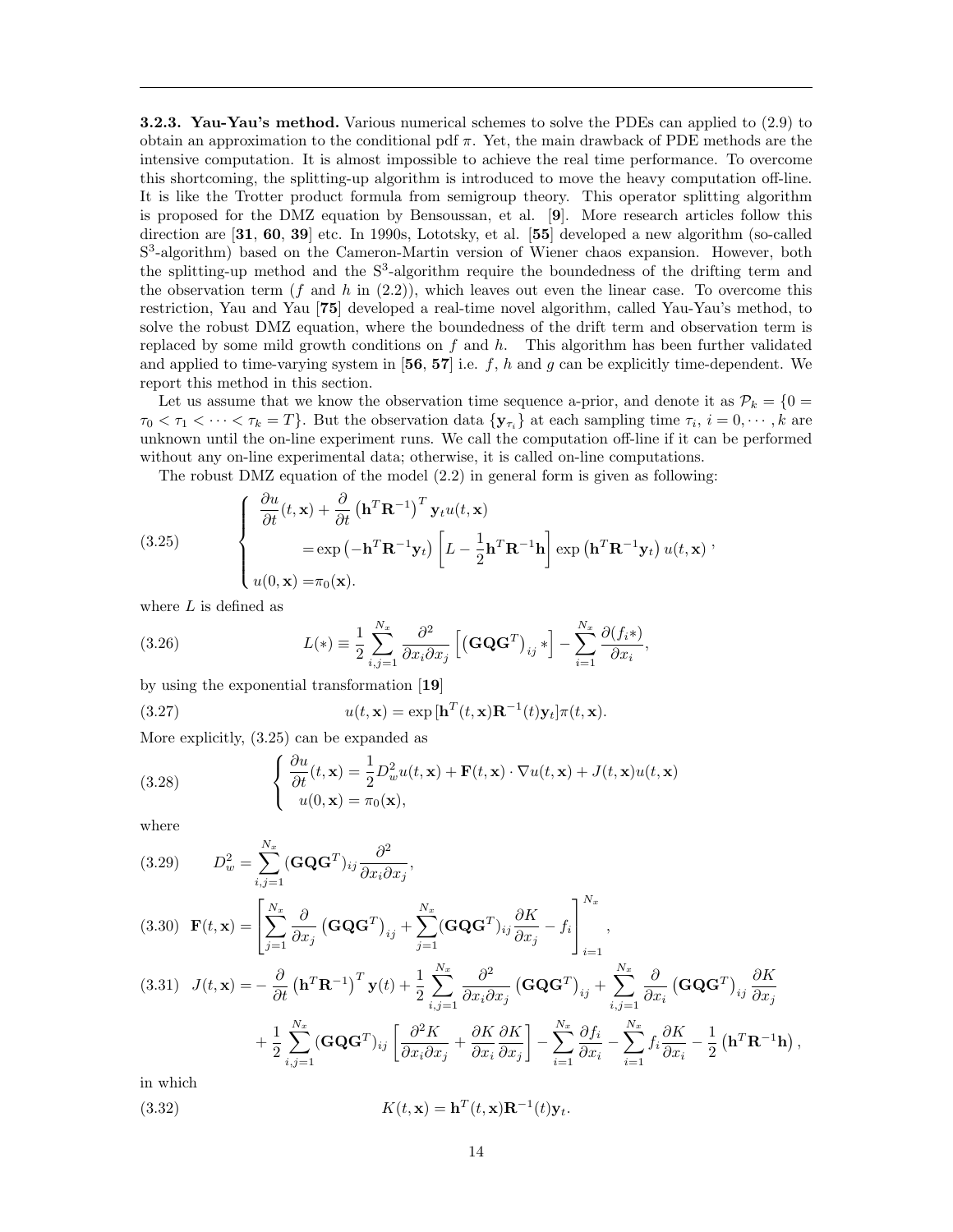**3.2.3. Yau-Yau's method.** Various numerical schemes to solve the PDEs can applied to (2.9) to obtain an approximation to the conditional pdf $\pi$. Yet, the main drawback of PDE methods are the intensive computation. It is almost impossible to achieve the real time performance. To overcome this shortcoming, the splitting-up algorithm is introduced to move the heavy computation off-line. It is like the Trotter product formula from semigroup theory. This operator splitting algorithm is proposed for the DMZ equation by Bensoussan, et al. [**9**]. More research articles follow this direction are [**31**, **60**, **39**] etc. In 1990s, Lototsky, et al. [**55**] developed a new algorithm (so-called $S^3$-algorithm) based on the Cameron-Martin version of Wiener chaos expansion. However, both the splitting-up method and the $S^3$-algorithm require the boundedness of the drifting term and the observation term ($f$ and $h$ in (2.2)), which leaves out even the linear case. To overcome this restriction, Yau and Yau [**75**] developed a real-time novel algorithm, called Yau-Yau's method, to solve the robust DMZ equation, where the boundedness of the drift term and observation term is replaced by some mild growth conditions on $f$ and $h$. This algorithm has been further validated and applied to time-varying system in [**56**, **57**] i.e. $f$, $h$ and $g$ can be explicitly time-dependent. We report this method in this section.

Let us assume that we know the observation time sequence a-prior, and denote it as $\mathcal{P}_k = \{0 = \tau_0 < \tau_1 < \cdots < \tau_k = T\}$. But the observation data $\{\mathbf{y}_{\tau_i}\}$ at each sampling time $\tau_i$, $i = 0, \cdots, k$ are unknown until the on-line experiment runs. We call the computation off-line if it can be performed without any on-line experimental data; otherwise, it is called on-line computations.

The robust DMZ equation of the model (2.2) in general form is given as following:

$$
\begin{cases}
\dfrac{\partial u}{\partial t}(t,\mathbf{x}) + \dfrac{\partial}{\partial t}\left(\mathbf{h}^T\mathbf{R}^{-1}\right)^T \mathbf{y}_t u(t,\mathbf{x}) \\
\qquad\qquad = \exp\left(-\mathbf{h}^T\mathbf{R}^{-1}\mathbf{y}_t\right)\left[L - \dfrac{1}{2}\mathbf{h}^T\mathbf{R}^{-1}\mathbf{h}\right]\exp\left(\mathbf{h}^T\mathbf{R}^{-1}\mathbf{y}_t\right)u(t,\mathbf{x}), \\
u(0,\mathbf{x}) = \pi_0(\mathbf{x}).
\end{cases}
\tag{3.25}
$$

where $L$ is defined as

$$
L(*) \equiv \frac{1}{2}\sum_{i,j=1}^{N_x} \frac{\partial^2}{\partial x_i \partial x_j}\left[\left(\mathbf{G}\mathbf{Q}\mathbf{G}^T\right)_{ij} *\right] - \sum_{i=1}^{N_x} \frac{\partial (f_i *)}{\partial x_i},
\tag{3.26}
$$

by using the exponential transformation [**19**]

$$
u(t,\mathbf{x}) = \exp\left[\mathbf{h}^T(t,\mathbf{x})\mathbf{R}^{-1}(t)\mathbf{y}_t\right]\pi(t,\mathbf{x}).
\tag{3.27}
$$

More explicitly, (3.25) can be expanded as

$$
\begin{cases}
\dfrac{\partial u}{\partial t}(t,\mathbf{x}) = \dfrac{1}{2}D_w^2 u(t,\mathbf{x}) + \mathbf{F}(t,\mathbf{x})\cdot\nabla u(t,\mathbf{x}) + J(t,\mathbf{x})u(t,\mathbf{x}) \\
u(0,\mathbf{x}) = \pi_0(\mathbf{x}),
\end{cases}
\tag{3.28}
$$

where

$$
D_w^2 = \sum_{i,j=1}^{N_x} (\mathbf{G}\mathbf{Q}\mathbf{G}^T)_{ij}\frac{\partial^2}{\partial x_i \partial x_j},
\tag{3.29}
$$

$$
\mathbf{F}(t,\mathbf{x}) = \left[\sum_{j=1}^{N_x}\frac{\partial}{\partial x_j}\left(\mathbf{G}\mathbf{Q}\mathbf{G}^T\right)_{ij} + \sum_{j=1}^{N_x}(\mathbf{G}\mathbf{Q}\mathbf{G}^T)_{ij}\frac{\partial K}{\partial x_j} - f_i\right]_{i=1}^{N_x},
\tag{3.30}
$$

$$
\begin{aligned}
J(t,\mathbf{x}) = &-\frac{\partial}{\partial t}\left(\mathbf{h}^T\mathbf{R}^{-1}\right)^T\mathbf{y}(t) + \frac{1}{2}\sum_{i,j=1}^{N_x}\frac{\partial^2}{\partial x_i\partial x_j}\left(\mathbf{G}\mathbf{Q}\mathbf{G}^T\right)_{ij} + \sum_{i,j=1}^{N_x}\frac{\partial}{\partial x_i}\left(\mathbf{G}\mathbf{Q}\mathbf{G}^T\right)_{ij}\frac{\partial K}{\partial x_j} \\
&+ \frac{1}{2}\sum_{i,j=1}^{N_x}(\mathbf{G}\mathbf{Q}\mathbf{G}^T)_{ij}\left[\frac{\partial^2 K}{\partial x_i\partial x_j} + \frac{\partial K}{\partial x_i}\frac{\partial K}{\partial x_j}\right] - \sum_{i=1}^{N_x}\frac{\partial f_i}{\partial x_i} - \sum_{i=1}^{N_x} f_i\frac{\partial K}{\partial x_i} - \frac{1}{2}\left(\mathbf{h}^T\mathbf{R}^{-1}\mathbf{h}\right),
\end{aligned}
\tag{3.31}
$$

in which

$$
K(t,\mathbf{x}) = \mathbf{h}^T(t,\mathbf{x})\mathbf{R}^{-1}(t)\mathbf{y}_t.
\tag{3.32}
$$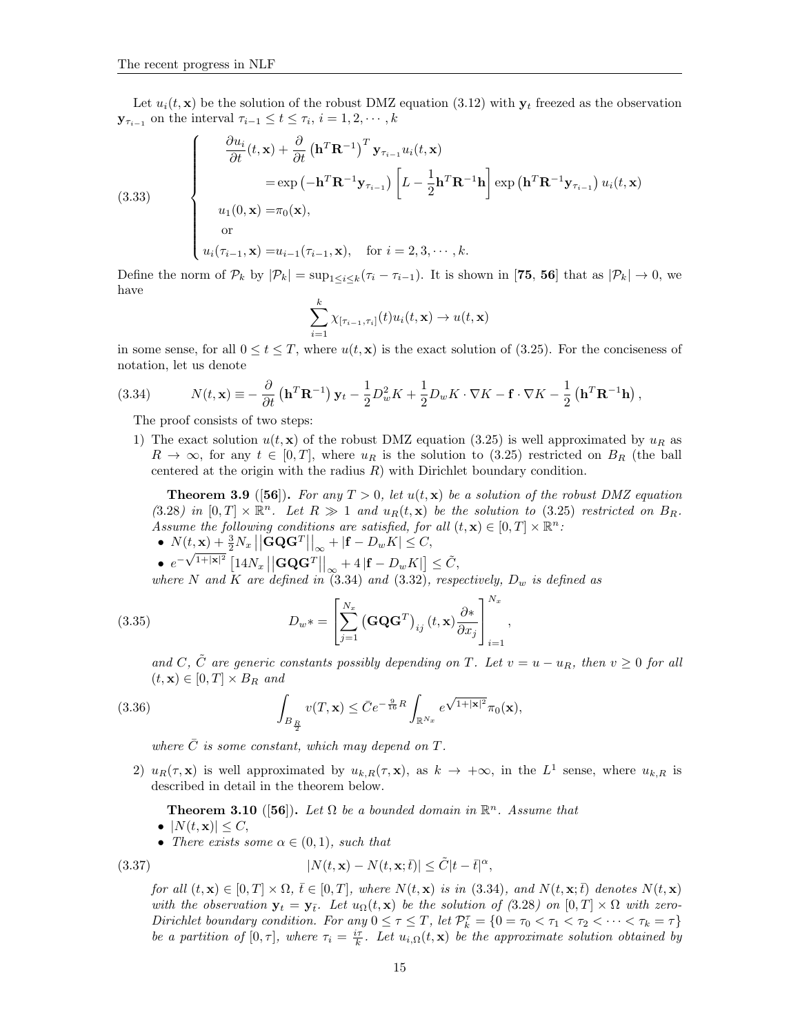Let $u_i(t, \mathbf{x})$ be the solution of the robust DMZ equation (3.12) with $\mathbf{y}_t$ freezed as the observation $\mathbf{y}_{\tau_{i-1}}$ on the interval $\tau_{i-1} \le t \le \tau_i$, $i = 1, 2, \cdots, k$

$$
(3.33) \qquad \begin{cases} \dfrac{\partial u_i}{\partial t}(t, \mathbf{x}) + \dfrac{\partial}{\partial t}\left(\mathbf{h}^T \mathbf{R}^{-1}\right)^T \mathbf{y}_{\tau_{i-1}} u_i(t, \mathbf{x}) \\ \qquad = \exp\left(-\mathbf{h}^T \mathbf{R}^{-1} \mathbf{y}_{\tau_{i-1}}\right) \left[L - \dfrac{1}{2}\mathbf{h}^T \mathbf{R}^{-1}\mathbf{h}\right] \exp\left(\mathbf{h}^T \mathbf{R}^{-1} \mathbf{y}_{\tau_{i-1}}\right) u_i(t, \mathbf{x}) \\ u_1(0, \mathbf{x}) = \pi_0(\mathbf{x}), \\ \text{or} \\ u_i(\tau_{i-1}, \mathbf{x}) = u_{i-1}(\tau_{i-1}, \mathbf{x}), \quad \text{for } i = 2, 3, \cdots, k. \end{cases}
$$

Define the norm of $\mathcal{P}_k$ by $|\mathcal{P}_k| = \sup_{1 \le i \le k}(\tau_i - \tau_{i-1})$. It is shown in [**75, 56**] that as $|\mathcal{P}_k| \to 0$, we have

$$
\sum_{i=1}^{k} \chi_{[\tau_{i-1}, \tau_i]}(t) u_i(t, \mathbf{x}) \to u(t, \mathbf{x})
$$

in some sense, for all $0 \le t \le T$, where $u(t, \mathbf{x})$ is the exact solution of (3.25). For the conciseness of notation, let us denote

$$
(3.34) \qquad N(t, \mathbf{x}) \equiv -\frac{\partial}{\partial t}\left(\mathbf{h}^T \mathbf{R}^{-1}\right)\mathbf{y}_t - \frac{1}{2}D_w^2 K + \frac{1}{2}D_w K \cdot \nabla K - \mathbf{f} \cdot \nabla K - \frac{1}{2}\left(\mathbf{h}^T \mathbf{R}^{-1}\mathbf{h}\right),
$$

The proof consists of two steps:

1) The exact solution $u(t, \mathbf{x})$ of the robust DMZ equation (3.25) is well approximated by $u_R$ as $R \to \infty$, for any $t \in [0, T]$, where $u_R$ is the solution to (3.25) restricted on $B_R$ (the ball centered at the origin with the radius $R$) with Dirichlet boundary condition.

   **Theorem 3.9** ([**56**])**.** *For any $T > 0$, let $u(t, \mathbf{x})$ be a solution of the robust DMZ equation (3.28) in $[0, T] \times \mathbb{R}^n$. Let $R \gg 1$ and $u_R(t, \mathbf{x})$ be the solution to (3.25) restricted on $B_R$. Assume the following conditions are satisfied, for all $(t, \mathbf{x}) \in [0, T] \times \mathbb{R}^n$:*
   - $N(t, \mathbf{x}) + \frac{3}{2}N_x \left|\left|\mathbf{G}\mathbf{Q}\mathbf{G}^T\right|\right|_\infty + |\mathbf{f} - D_w K| \le C$,
   - $e^{-\sqrt{1+|\mathbf{x}|^2}}\left[14 N_x \left|\left|\mathbf{G}\mathbf{Q}\mathbf{G}^T\right|\right|_\infty + 4\left|\mathbf{f} - D_w K\right|\right] \le \tilde{C}$,

   *where $N$ and $K$ are defined in (3.34) and (3.32), respectively, $D_w$ is defined as*

$$
(3.35) \qquad D_w * = \left[\sum_{j=1}^{N_x}\left(\mathbf{G}\mathbf{Q}\mathbf{G}^T\right)_{ij}(t, \mathbf{x})\frac{\partial *}{\partial x_j}\right]_{i=1}^{N_x},
$$

   *and $C$, $\tilde{C}$ are generic constants possibly depending on $T$. Let $v = u - u_R$, then $v \ge 0$ for all $(t, \mathbf{x}) \in [0, T] \times B_R$ and*

$$
(3.36) \qquad \int_{B_{\frac{R}{2}}} v(T, \mathbf{x}) \le \bar{C} e^{-\frac{9}{16}R}\int_{\mathbb{R}^{N_x}} e^{\sqrt{1+|\mathbf{x}|^2}}\pi_0(\mathbf{x}),
$$

   *where $\bar{C}$ is some constant, which may depend on $T$.*

2) $u_R(\tau, \mathbf{x})$ is well approximated by $u_{k,R}(\tau, \mathbf{x})$, as $k \to +\infty$, in the $L^1$ sense, where $u_{k,R}$ is described in detail in the theorem below.

   **Theorem 3.10** ([**56**])**.** *Let $\Omega$ be a bounded domain in $\mathbb{R}^n$. Assume that*
   - $|N(t, \mathbf{x})| \le C$,
   - *There exists some $\alpha \in (0, 1)$, such that*

$$
(3.37) \qquad |N(t, \mathbf{x}) - N(t, \mathbf{x}; \bar{t})| \le \tilde{C}|t - \bar{t}|^\alpha,
$$

   *for all $(t, \mathbf{x}) \in [0, T] \times \Omega$, $\bar{t} \in [0, T]$, where $N(t, \mathbf{x})$ is in (3.34), and $N(t, \mathbf{x}; \bar{t})$ denotes $N(t, \mathbf{x})$ with the observation $\mathbf{y}_t = \mathbf{y}_{\bar{t}}$. Let $u_\Omega(t, \mathbf{x})$ be the solution of (3.28) on $[0, T] \times \Omega$ with zero-Dirichlet boundary condition. For any $0 \le \tau \le T$, let $\mathcal{P}_k^\tau = \{0 = \tau_0 < \tau_1 < \tau_2 < \cdots < \tau_k = \tau\}$ be a partition of $[0, \tau]$, where $\tau_i = \frac{i\tau}{k}$. Let $u_{i,\Omega}(t, \mathbf{x})$ be the approximate solution obtained by*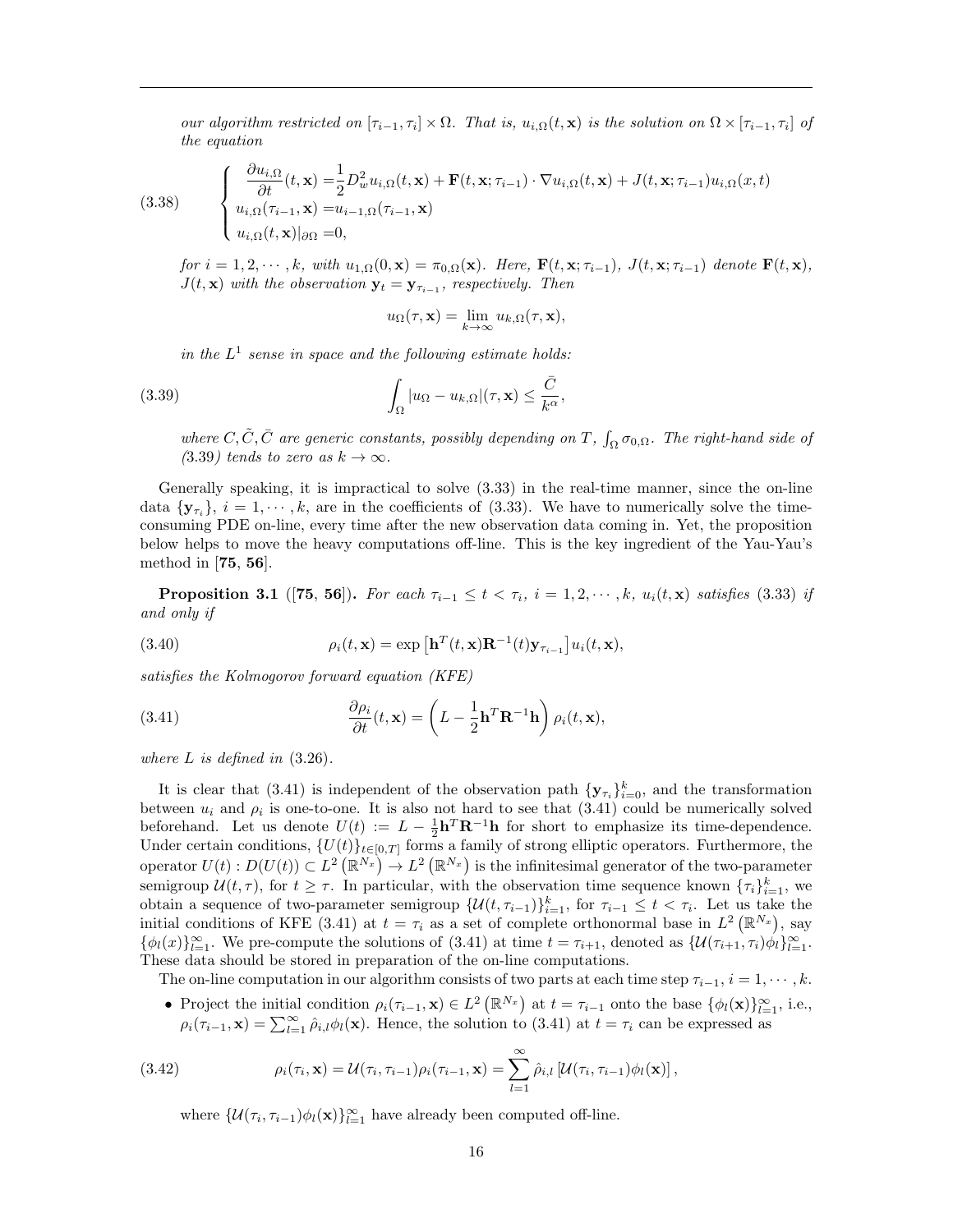*our algorithm restricted on $[\tau_{i-1}, \tau_i] \times \Omega$. That is, $u_{i,\Omega}(t, \mathbf{x})$ is the solution on $\Omega \times [\tau_{i-1}, \tau_i]$ of the equation*

$$
\begin{cases}
\dfrac{\partial u_{i,\Omega}}{\partial t}(t, \mathbf{x}) = \dfrac{1}{2} D_w^2 u_{i,\Omega}(t, \mathbf{x}) + \mathbf{F}(t, \mathbf{x}; \tau_{i-1}) \cdot \nabla u_{i,\Omega}(t, \mathbf{x}) + J(t, \mathbf{x}; \tau_{i-1}) u_{i,\Omega}(x, t) \\
u_{i,\Omega}(\tau_{i-1}, \mathbf{x}) = u_{i-1,\Omega}(\tau_{i-1}, \mathbf{x}) \\
u_{i,\Omega}(t, \mathbf{x})|_{\partial\Omega} = 0,
\end{cases}
\tag{3.38}
$$

*for $i = 1, 2, \cdots, k$, with $u_{1,\Omega}(0, \mathbf{x}) = \pi_{0,\Omega}(\mathbf{x})$. Here, $\mathbf{F}(t, \mathbf{x}; \tau_{i-1})$, $J(t, \mathbf{x}; \tau_{i-1})$ denote $\mathbf{F}(t, \mathbf{x})$, $J(t, \mathbf{x})$ with the observation $\mathbf{y}_t = \mathbf{y}_{\tau_{i-1}}$, respectively. Then*

$$
u_\Omega(\tau, \mathbf{x}) = \lim_{k \to \infty} u_{k,\Omega}(\tau, \mathbf{x}),
$$

*in the $L^1$ sense in space and the following estimate holds:*

$$
\int_\Omega |u_\Omega - u_{k,\Omega}|(\tau, \mathbf{x}) \leq \frac{\bar{C}}{k^\alpha},
\tag{3.39}
$$

*where $C, \tilde{C}, \bar{C}$ are generic constants, possibly depending on $T$, $\int_\Omega \sigma_{0,\Omega}$. The right-hand side of (3.39) tends to zero as $k \to \infty$.*

Generally speaking, it is impractical to solve (3.33) in the real-time manner, since the on-line data $\{\mathbf{y}_{\tau_i}\}$, $i = 1, \cdots, k$, are in the coefficients of (3.33). We have to numerically solve the time-consuming PDE on-line, every time after the new observation data coming in. Yet, the proposition below helps to move the heavy computations off-line. This is the key ingredient of the Yau-Yau's method in [**75**, **56**].

**Proposition 3.1** ([**75**, **56**])**.** *For each $\tau_{i-1} \leq t < \tau_i$, $i = 1, 2, \cdots, k$, $u_i(t, \mathbf{x})$ satisfies (3.33) if and only if*

$$
\rho_i(t, \mathbf{x}) = \exp\left[\mathbf{h}^T(t, \mathbf{x}) \mathbf{R}^{-1}(t) \mathbf{y}_{\tau_{i-1}}\right] u_i(t, \mathbf{x}),
\tag{3.40}
$$

*satisfies the Kolmogorov forward equation (KFE)*

$$
\frac{\partial \rho_i}{\partial t}(t, \mathbf{x}) = \left(L - \frac{1}{2}\mathbf{h}^T \mathbf{R}^{-1} \mathbf{h}\right) \rho_i(t, \mathbf{x}),
\tag{3.41}
$$

*where $L$ is defined in (3.26).*

It is clear that (3.41) is independent of the observation path $\{\mathbf{y}_{\tau_i}\}_{i=0}^k$, and the transformation between $u_i$ and $\rho_i$ is one-to-one. It is also not hard to see that (3.41) could be numerically solved beforehand. Let us denote $U(t) := L - \frac{1}{2}\mathbf{h}^T \mathbf{R}^{-1} \mathbf{h}$ for short to emphasize its time-dependence. Under certain conditions, $\{U(t)\}_{t \in [0,T]}$ forms a family of strong elliptic operators. Furthermore, the operator $U(t) : D(U(t)) \subset L^2(\mathbb{R}^{N_x}) \to L^2(\mathbb{R}^{N_x})$ is the infinitesimal generator of the two-parameter semigroup $\mathcal{U}(t, \tau)$, for $t \geq \tau$. In particular, with the observation time sequence known $\{\tau_i\}_{i=1}^k$, we obtain a sequence of two-parameter semigroup $\{\mathcal{U}(t, \tau_{i-1})\}_{i=1}^k$, for $\tau_{i-1} \leq t < \tau_i$. Let us take the initial conditions of KFE (3.41) at $t = \tau_i$ as a set of complete orthonormal base in $L^2(\mathbb{R}^{N_x})$, say $\{\phi_l(x)\}_{l=1}^\infty$. We pre-compute the solutions of (3.41) at time $t = \tau_{i+1}$, denoted as $\{\mathcal{U}(\tau_{i+1}, \tau_i)\phi_l\}_{l=1}^\infty$. These data should be stored in preparation of the on-line computations.

The on-line computation in our algorithm consists of two parts at each time step $\tau_{i-1}$, $i = 1, \cdots, k$.

- Project the initial condition $\rho_i(\tau_{i-1}, \mathbf{x}) \in L^2(\mathbb{R}^{N_x})$ at $t = \tau_{i-1}$ onto the base $\{\phi_l(\mathbf{x})\}_{l=1}^\infty$, i.e., $\rho_i(\tau_{i-1}, \mathbf{x}) = \sum_{l=1}^\infty \hat{\rho}_{i,l} \phi_l(\mathbf{x})$. Hence, the solution to (3.41) at $t = \tau_i$ can be expressed as

$$
\rho_i(\tau_i, \mathbf{x}) = \mathcal{U}(\tau_i, \tau_{i-1}) \rho_i(\tau_{i-1}, \mathbf{x}) = \sum_{l=1}^\infty \hat{\rho}_{i,l} \left[\mathcal{U}(\tau_i, \tau_{i-1}) \phi_l(\mathbf{x})\right],
\tag{3.42}
$$

  where $\{\mathcal{U}(\tau_i, \tau_{i-1})\phi_l(\mathbf{x})\}_{l=1}^\infty$ have already been computed off-line.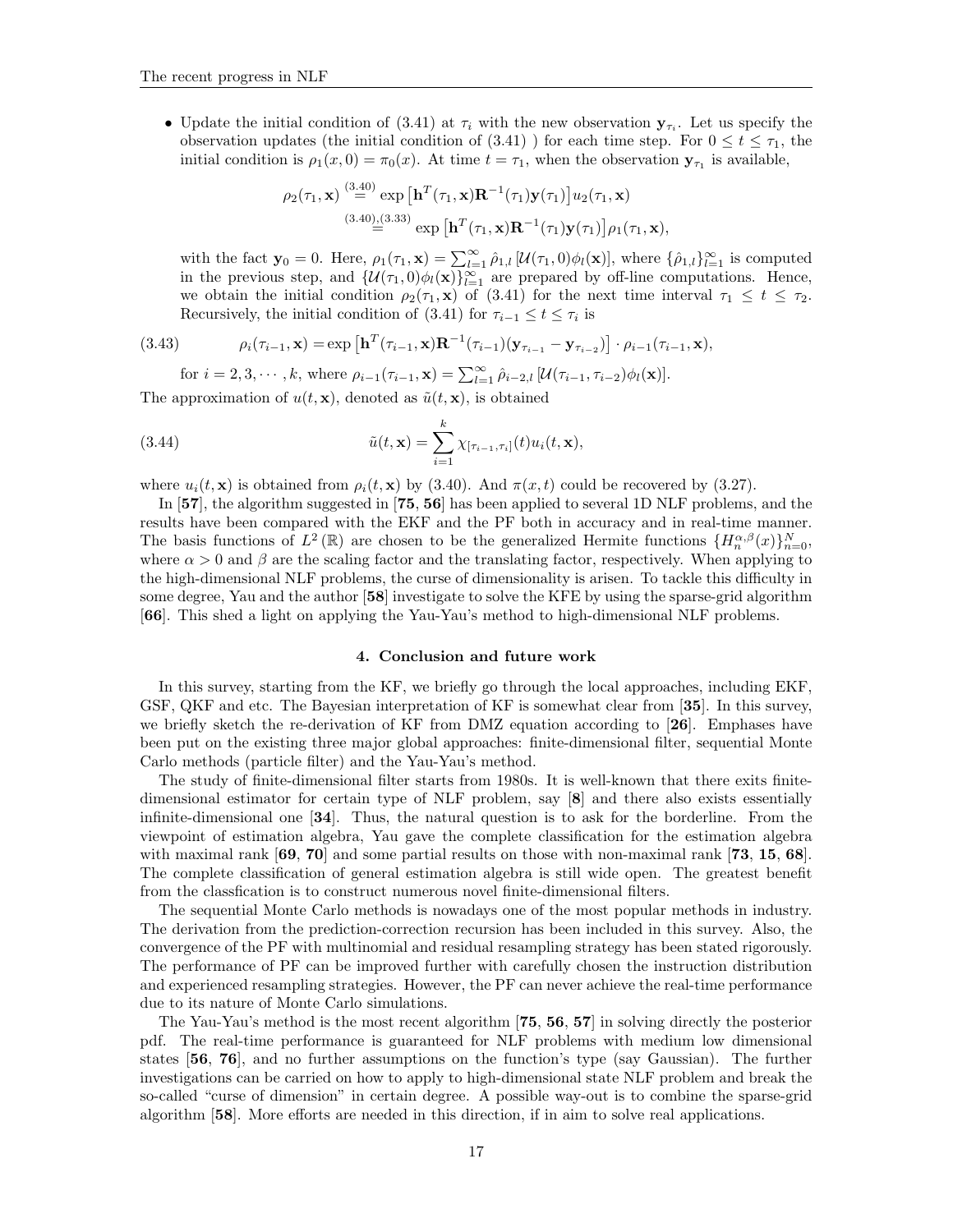- Update the initial condition of (3.41) at $\tau_i$ with the new observation $\mathbf{y}_{\tau_i}$. Let us specify the observation updates (the initial condition of (3.41) ) for each time step. For $0 \le t \le \tau_1$, the initial condition is $\rho_1(x, 0) = \pi_0(x)$. At time $t = \tau_1$, when the observation $\mathbf{y}_{\tau_1}$ is available,

$$
\begin{aligned}
\rho_2(\tau_1, \mathbf{x}) &\overset{(3.40)}{=} \exp\left[\mathbf{h}^T(\tau_1, \mathbf{x})\mathbf{R}^{-1}(\tau_1)\mathbf{y}(\tau_1)\right] u_2(\tau_1, \mathbf{x}) \\
&\overset{(3.40),(3.33)}{=} \exp\left[\mathbf{h}^T(\tau_1, \mathbf{x})\mathbf{R}^{-1}(\tau_1)\mathbf{y}(\tau_1)\right] \rho_1(\tau_1, \mathbf{x}),
\end{aligned}
$$

with the fact $\mathbf{y}_0 = 0$. Here, $\rho_1(\tau_1, \mathbf{x}) = \sum_{l=1}^{\infty} \hat{\rho}_{1,l} \left[\mathcal{U}(\tau_1, 0)\phi_l(\mathbf{x})\right]$, where $\{\hat{\rho}_{1,l}\}_{l=1}^{\infty}$ is computed in the previous step, and $\{\mathcal{U}(\tau_1, 0)\phi_l(\mathbf{x})\}_{l=1}^{\infty}$ are prepared by off-line computations. Hence, we obtain the initial condition $\rho_2(\tau_1, \mathbf{x})$ of (3.41) for the next time interval $\tau_1 \le t \le \tau_2$. Recursively, the initial condition of (3.41) for $\tau_{i-1} \le t \le \tau_i$ is

$$
\rho_i(\tau_{i-1}, \mathbf{x}) = \exp\left[\mathbf{h}^T(\tau_{i-1}, \mathbf{x})\mathbf{R}^{-1}(\tau_{i-1})(\mathbf{y}_{\tau_{i-1}} - \mathbf{y}_{\tau_{i-2}})\right] \cdot \rho_{i-1}(\tau_{i-1}, \mathbf{x}), \tag{3.43}
$$

for $i = 2, 3, \cdots, k$, where $\rho_{i-1}(\tau_{i-1}, \mathbf{x}) = \sum_{l=1}^{\infty} \hat{\rho}_{i-2,l} \left[\mathcal{U}(\tau_{i-1}, \tau_{i-2})\phi_l(\mathbf{x})\right]$.

The approximation of $u(t, \mathbf{x})$, denoted as $\tilde{u}(t, \mathbf{x})$, is obtained

$$
\tilde{u}(t, \mathbf{x}) = \sum_{i=1}^{k} \chi_{[\tau_{i-1}, \tau_i]}(t) u_i(t, \mathbf{x}), \tag{3.44}
$$

where $u_i(t, \mathbf{x})$ is obtained from $\rho_i(t, \mathbf{x})$ by (3.40). And $\pi(x, t)$ could be recovered by (3.27).

In [**57**], the algorithm suggested in [**75**, **56**] has been applied to several 1D NLF problems, and the results have been compared with the EKF and the PF both in accuracy and in real-time manner. The basis functions of $L^2(\mathbb{R})$ are chosen to be the generalized Hermite functions $\{H_n^{\alpha,\beta}(x)\}_{n=0}^{N}$, where $\alpha > 0$ and $\beta$ are the scaling factor and the translating factor, respectively. When applying to the high-dimensional NLF problems, the curse of dimensionality is arisen. To tackle this difficulty in some degree, Yau and the author [**58**] investigate to solve the KFE by using the sparse-grid algorithm [**66**]. This shed a light on applying the Yau-Yau's method to high-dimensional NLF problems.

## 4. Conclusion and future work

In this survey, starting from the KF, we briefly go through the local approaches, including EKF, GSF, QKF and etc. The Bayesian interpretation of KF is somewhat clear from [**35**]. In this survey, we briefly sketch the re-derivation of KF from DMZ equation according to [**26**]. Emphases have been put on the existing three major global approaches: finite-dimensional filter, sequential Monte Carlo methods (particle filter) and the Yau-Yau's method.

The study of finite-dimensional filter starts from 1980s. It is well-known that there exits finite-dimensional estimator for certain type of NLF problem, say [**8**] and there also exists essentially infinite-dimensional one [**34**]. Thus, the natural question is to ask for the borderline. From the viewpoint of estimation algebra, Yau gave the complete classification for the estimation algebra with maximal rank [**69**, **70**] and some partial results on those with non-maximal rank [**73**, **15**, **68**]. The complete classification of general estimation algebra is still wide open. The greatest benefit from the classfication is to construct numerous novel finite-dimensional filters.

The sequential Monte Carlo methods is nowadays one of the most popular methods in industry. The derivation from the prediction-correction recursion has been included in this survey. Also, the convergence of the PF with multinomial and residual resampling strategy has been stated rigorously. The performance of PF can be improved further with carefully chosen the instruction distribution and experienced resampling strategies. However, the PF can never achieve the real-time performance due to its nature of Monte Carlo simulations.

The Yau-Yau's method is the most recent algorithm [**75**, **56**, **57**] in solving directly the posterior pdf. The real-time performance is guaranteed for NLF problems with medium low dimensional states [**56**, **76**], and no further assumptions on the function's type (say Gaussian). The further investigations can be carried on how to apply to high-dimensional state NLF problem and break the so-called "curse of dimension" in certain degree. A possible way-out is to combine the sparse-grid algorithm [**58**]. More efforts are needed in this direction, if in aim to solve real applications.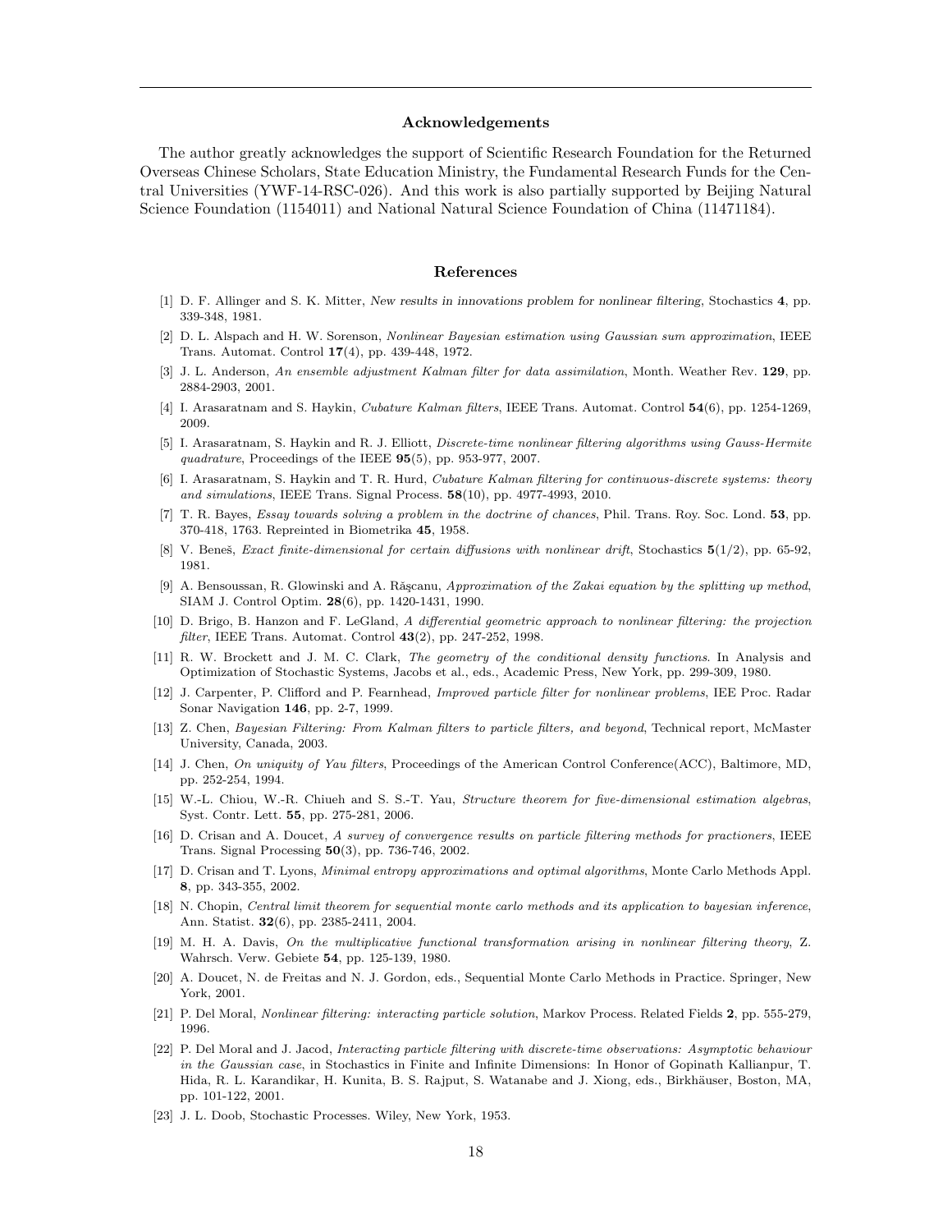## Acknowledgements

The author greatly acknowledges the support of Scientific Research Foundation for the Returned Overseas Chinese Scholars, State Education Ministry, the Fundamental Research Funds for the Central Universities (YWF-14-RSC-026). And this work is also partially supported by Beijing Natural Science Foundation (1154011) and National Natural Science Foundation of China (11471184).

## References

[1] D. F. Allinger and S. K. Mitter, *New results in innovations problem for nonlinear filtering*, Stochastics **4**, pp. 339-348, 1981.

[2] D. L. Alspach and H. W. Sorenson, *Nonlinear Bayesian estimation using Gaussian sum approximation*, IEEE Trans. Automat. Control **17**(4), pp. 439-448, 1972.

[3] J. L. Anderson, *An ensemble adjustment Kalman filter for data assimilation*, Month. Weather Rev. **129**, pp. 2884-2903, 2001.

[4] I. Arasaratnam and S. Haykin, *Cubature Kalman filters*, IEEE Trans. Automat. Control **54**(6), pp. 1254-1269, 2009.

[5] I. Arasaratnam, S. Haykin and R. J. Elliott, *Discrete-time nonlinear filtering algorithms using Gauss-Hermite quadrature*, Proceedings of the IEEE **95**(5), pp. 953-977, 2007.

[6] I. Arasaratnam, S. Haykin and T. R. Hurd, *Cubature Kalman filtering for continuous-discrete systems: theory and simulations*, IEEE Trans. Signal Process. **58**(10), pp. 4977-4993, 2010.

[7] T. R. Bayes, *Essay towards solving a problem in the doctrine of chances*, Phil. Trans. Roy. Soc. Lond. **53**, pp. 370-418, 1763. Repreinted in Biometrika **45**, 1958.

[8] V. Beneš, *Exact finite-dimensional for certain diffusions with nonlinear drift*, Stochastics **5**(1/2), pp. 65-92, 1981.

[9] A. Bensoussan, R. Glowinski and A. Răşcanu, *Approximation of the Zakai equation by the splitting up method*, SIAM J. Control Optim. **28**(6), pp. 1420-1431, 1990.

[10] D. Brigo, B. Hanzon and F. LeGland, *A differential geometric approach to nonlinear filtering: the projection filter*, IEEE Trans. Automat. Control **43**(2), pp. 247-252, 1998.

[11] R. W. Brockett and J. M. C. Clark, *The geometry of the conditional density functions.* In Analysis and Optimization of Stochastic Systems, Jacobs et al., eds., Academic Press, New York, pp. 299-309, 1980.

[12] J. Carpenter, P. Clifford and P. Fearnhead, *Improved particle filter for nonlinear problems*, IEE Proc. Radar Sonar Navigation **146**, pp. 2-7, 1999.

[13] Z. Chen, *Bayesian Filtering: From Kalman filters to particle filters, and beyond*, Technical report, McMaster University, Canada, 2003.

[14] J. Chen, *On uniquity of Yau filters*, Proceedings of the American Control Conference(ACC), Baltimore, MD, pp. 252-254, 1994.

[15] W.-L. Chiou, W.-R. Chiueh and S. S.-T. Yau, *Structure theorem for five-dimensional estimation algebras*, Syst. Contr. Lett. **55**, pp. 275-281, 2006.

[16] D. Crisan and A. Doucet, *A survey of convergence results on particle filtering methods for practioners*, IEEE Trans. Signal Processing **50**(3), pp. 736-746, 2002.

[17] D. Crisan and T. Lyons, *Minimal entropy approximations and optimal algorithms*, Monte Carlo Methods Appl. **8**, pp. 343-355, 2002.

[18] N. Chopin, *Central limit theorem for sequential monte carlo methods and its application to bayesian inference*, Ann. Statist. **32**(6), pp. 2385-2411, 2004.

[19] M. H. A. Davis, *On the multiplicative functional transformation arising in nonlinear filtering theory*, Z. Wahrsch. Verw. Gebiete **54**, pp. 125-139, 1980.

[20] A. Doucet, N. de Freitas and N. J. Gordon, eds., Sequential Monte Carlo Methods in Practice. Springer, New York, 2001.

[21] P. Del Moral, *Nonlinear filtering: interacting particle solution*, Markov Process. Related Fields **2**, pp. 555-279, 1996.

[22] P. Del Moral and J. Jacod, *Interacting particle filtering with discrete-time observations: Asymptotic behaviour in the Gaussian case*, in Stochastics in Finite and Infinite Dimensions: In Honor of Gopinath Kallianpur, T. Hida, R. L. Karandikar, H. Kunita, B. S. Rajput, S. Watanabe and J. Xiong, eds., Birkhäuser, Boston, MA, pp. 101-122, 2001.

[23] J. L. Doob, Stochastic Processes. Wiley, New York, 1953.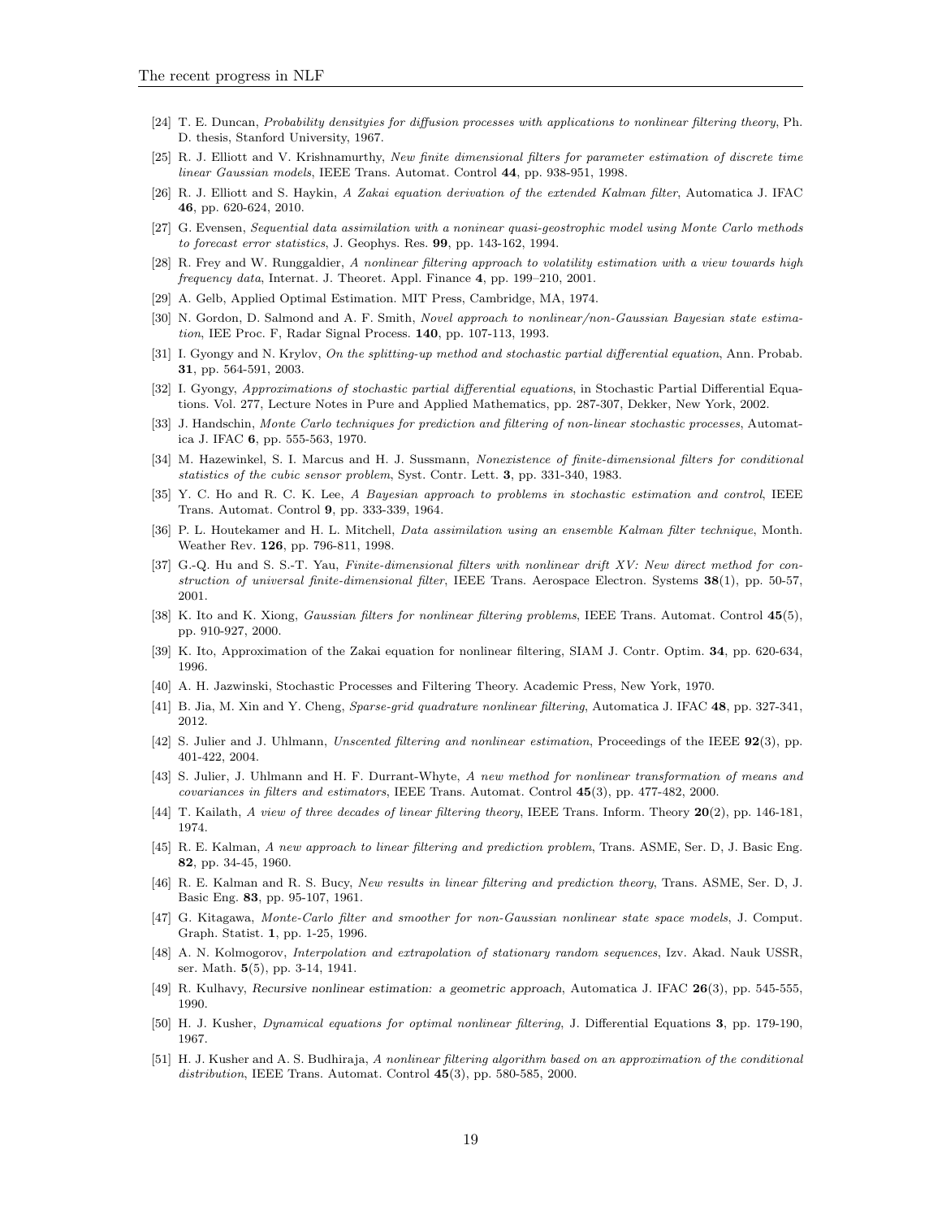- [24] T. E. Duncan, *Probability densityies for diffusion processes with applications to nonlinear filtering theory*, Ph. D. thesis, Stanford University, 1967.
- [25] R. J. Elliott and V. Krishnamurthy, *New finite dimensional filters for parameter estimation of discrete time linear Gaussian models*, IEEE Trans. Automat. Control **44**, pp. 938-951, 1998.
- [26] R. J. Elliott and S. Haykin, *A Zakai equation derivation of the extended Kalman filter*, Automatica J. IFAC **46**, pp. 620-624, 2010.
- [27] G. Evensen, *Sequential data assimilation with a noninear quasi-geostrophic model using Monte Carlo methods to forecast error statistics*, J. Geophys. Res. **99**, pp. 143-162, 1994.
- [28] R. Frey and W. Runggaldier, *A nonlinear filtering approach to volatility estimation with a view towards high frequency data*, Internat. J. Theoret. Appl. Finance **4**, pp. 199–210, 2001.
- [29] A. Gelb, Applied Optimal Estimation. MIT Press, Cambridge, MA, 1974.
- [30] N. Gordon, D. Salmond and A. F. Smith, *Novel approach to nonlinear/non-Gaussian Bayesian state estimation*, IEE Proc. F, Radar Signal Process. **140**, pp. 107-113, 1993.
- [31] I. Gyongy and N. Krylov, *On the splitting-up method and stochastic partial differential equation*, Ann. Probab. **31**, pp. 564-591, 2003.
- [32] I. Gyongy, *Approximations of stochastic partial differential equations*, in Stochastic Partial Differential Equations. Vol. 277, Lecture Notes in Pure and Applied Mathematics, pp. 287-307, Dekker, New York, 2002.
- [33] J. Handschin, *Monte Carlo techniques for prediction and filtering of non-linear stochastic processes*, Automatica J. IFAC **6**, pp. 555-563, 1970.
- [34] M. Hazewinkel, S. I. Marcus and H. J. Sussmann, *Nonexistence of finite-dimensional filters for conditional statistics of the cubic sensor problem*, Syst. Contr. Lett. **3**, pp. 331-340, 1983.
- [35] Y. C. Ho and R. C. K. Lee, *A Bayesian approach to problems in stochastic estimation and control*, IEEE Trans. Automat. Control **9**, pp. 333-339, 1964.
- [36] P. L. Houtekamer and H. L. Mitchell, *Data assimilation using an ensemble Kalman filter technique*, Month. Weather Rev. **126**, pp. 796-811, 1998.
- [37] G.-Q. Hu and S. S.-T. Yau, *Finite-dimensional filters with nonlinear drift XV: New direct method for construction of universal finite-dimensional filter*, IEEE Trans. Aerospace Electron. Systems **38**(1), pp. 50-57, 2001.
- [38] K. Ito and K. Xiong, *Gaussian filters for nonlinear filtering problems*, IEEE Trans. Automat. Control **45**(5), pp. 910-927, 2000.
- [39] K. Ito, Approximation of the Zakai equation for nonlinear filtering, SIAM J. Contr. Optim. **34**, pp. 620-634, 1996.
- [40] A. H. Jazwinski, Stochastic Processes and Filtering Theory. Academic Press, New York, 1970.
- [41] B. Jia, M. Xin and Y. Cheng, *Sparse-grid quadrature nonlinear filtering*, Automatica J. IFAC **48**, pp. 327-341, 2012.
- [42] S. Julier and J. Uhlmann, *Unscented filtering and nonlinear estimation*, Proceedings of the IEEE **92**(3), pp. 401-422, 2004.
- [43] S. Julier, J. Uhlmann and H. F. Durrant-Whyte, *A new method for nonlinear transformation of means and covariances in filters and estimators*, IEEE Trans. Automat. Control **45**(3), pp. 477-482, 2000.
- [44] T. Kailath, *A view of three decades of linear filtering theory*, IEEE Trans. Inform. Theory **20**(2), pp. 146-181, 1974.
- [45] R. E. Kalman, *A new approach to linear filtering and prediction problem*, Trans. ASME, Ser. D, J. Basic Eng. **82**, pp. 34-45, 1960.
- [46] R. E. Kalman and R. S. Bucy, *New results in linear filtering and prediction theory*, Trans. ASME, Ser. D, J. Basic Eng. **83**, pp. 95-107, 1961.
- [47] G. Kitagawa, *Monte-Carlo filter and smoother for non-Gaussian nonlinear state space models*, J. Comput. Graph. Statist. **1**, pp. 1-25, 1996.
- [48] A. N. Kolmogorov, *Interpolation and extrapolation of stationary random sequences*, Izv. Akad. Nauk USSR, ser. Math. **5**(5), pp. 3-14, 1941.
- [49] R. Kulhavy, *Recursive nonlinear estimation: a geometric approach*, Automatica J. IFAC **26**(3), pp. 545-555, 1990.
- [50] H. J. Kusher, *Dynamical equations for optimal nonlinear filtering*, J. Differential Equations **3**, pp. 179-190, 1967.
- [51] H. J. Kusher and A. S. Budhiraja, *A nonlinear filtering algorithm based on an approximation of the conditional distribution*, IEEE Trans. Automat. Control **45**(3), pp. 580-585, 2000.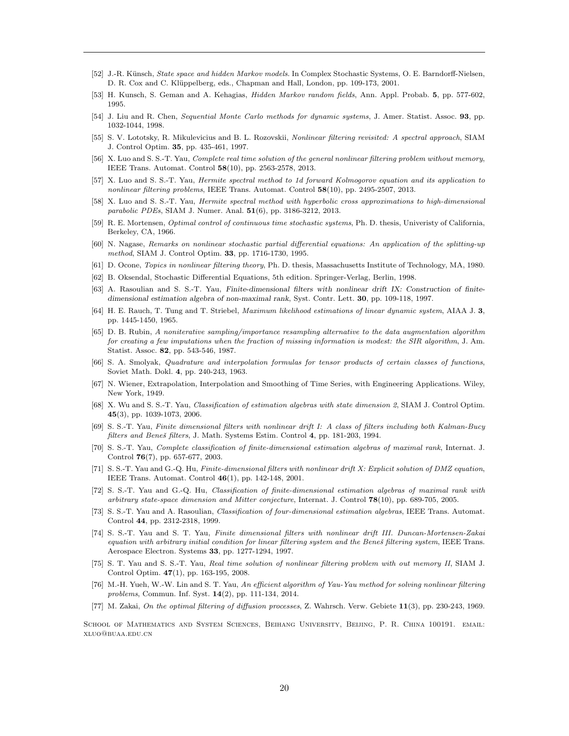[52] J.-R. Künsch, *State space and hidden Markov models*. In Complex Stochastic Systems, O. E. Barndorff-Nielsen, D. R. Cox and C. Klüppelberg, eds., Chapman and Hall, London, pp. 109-173, 2001.

[53] H. Kunsch, S. Geman and A. Kehagias, *Hidden Markov random fields*, Ann. Appl. Probab. **5**, pp. 577-602, 1995.

[54] J. Liu and R. Chen, *Sequential Monte Carlo methods for dynamic systems*, J. Amer. Statist. Assoc. **93**, pp. 1032-1044, 1998.

[55] S. V. Lototsky, R. Mikulevicius and B. L. Rozovskii, *Nonlinear filtering revisited: A spectral approach*, SIAM J. Control Optim. **35**, pp. 435-461, 1997.

[56] X. Luo and S. S.-T. Yau, *Complete real time solution of the general nonlinear filtering problem without memory*, IEEE Trans. Automat. Control **58**(10), pp. 2563-2578, 2013.

[57] X. Luo and S. S.-T. Yau, *Hermite spectral method to 1d forward Kolmogorov equation and its application to nonlinear filtering problems*, IEEE Trans. Automat. Control **58**(10), pp. 2495-2507, 2013.

[58] X. Luo and S. S.-T. Yau, *Hermite spectral method with hyperbolic cross approximations to high-dimensional parabolic PDEs*, SIAM J. Numer. Anal. **51**(6), pp. 3186-3212, 2013.

[59] R. E. Mortensen, *Optimal control of continuous time stochastic systems*, Ph. D. thesis, Univeristy of California, Berkeley, CA, 1966.

[60] N. Nagase, *Remarks on nonlinear stochastic partial differential equations: An application of the splitting-up method*, SIAM J. Control Optim. **33**, pp. 1716-1730, 1995.

[61] D. Ocone, *Topics in nonlinear filtering theory*, Ph. D. thesis, Massachusetts Institute of Technology, MA, 1980.

[62] B. Oksendal, Stochastic Differential Equations, 5th edition. Springer-Verlag, Berlin, 1998.

[63] A. Rasoulian and S. S.-T. Yau, *Finite-dimensional filters with nonlinear drift IX: Construction of finite-dimensional estimation algebra of non-maximal rank*, Syst. Contr. Lett. **30**, pp. 109-118, 1997.

[64] H. E. Rauch, T. Tung and T. Striebel, *Maximum likelihood estimations of linear dynamic system*, AIAA J. **3**, pp. 1445-1450, 1965.

[65] D. B. Rubin, *A noniterative sampling/importance resampling alternative to the data augmentation algorithm for creating a few imputations when the fraction of missing information is modest: the SIR algorithm*, J. Am. Statist. Assoc. **82**, pp. 543-546, 1987.

[66] S. A. Smolyak, *Quadrature and interpolation formulas for tensor products of certain classes of functions*, Soviet Math. Dokl. **4**, pp. 240-243, 1963.

[67] N. Wiener, Extrapolation, Interpolation and Smoothing of Time Series, with Engineering Applications. Wiley, New York, 1949.

[68] X. Wu and S. S.-T. Yau, *Classification of estimation algebras with state dimension 2*, SIAM J. Control Optim. **45**(3), pp. 1039-1073, 2006.

[69] S. S.-T. Yau, *Finite dimensional filters with nonlinear drift I: A class of filters including both Kalman-Bucy filters and Beneš filters*, J. Math. Systems Estim. Control **4**, pp. 181-203, 1994.

[70] S. S.-T. Yau, *Complete classification of finite-dimensional estimation algebras of maximal rank*, Internat. J. Control **76**(7), pp. 657-677, 2003.

[71] S. S.-T. Yau and G.-Q. Hu, *Finite-dimensional filters with nonlinear drift X: Explicit solution of DMZ equation*, IEEE Trans. Automat. Control **46**(1), pp. 142-148, 2001.

[72] S. S.-T. Yau and G.-Q. Hu, *Classification of finite-dimensional estimation algebras of maximal rank with arbitrary state-space dimension and Mitter conjecture*, Internat. J. Control **78**(10), pp. 689-705, 2005.

[73] S. S.-T. Yau and A. Rasoulian, *Classification of four-dimensional estimation algebras*, IEEE Trans. Automat. Control **44**, pp. 2312-2318, 1999.

[74] S. S.-T. Yau and S. T. Yau, *Finite dimensional filters with nonlinear drift III. Duncan-Mortensen-Zakai equation with arbitrary initial condition for linear filtering system and the Beneš filtering system*, IEEE Trans. Aerospace Electron. Systems **33**, pp. 1277-1294, 1997.

[75] S. T. Yau and S. S.-T. Yau, *Real time solution of nonlinear filtering problem with out memory II*, SIAM J. Control Optim. **47**(1), pp. 163-195, 2008.

[76] M.-H. Yueh, W.-W. Lin and S. T. Yau, *An efficient algorithm of Yau-Yau method for solving nonlinear filtering problems*, Commun. Inf. Syst. **14**(2), pp. 111-134, 2014.

[77] M. Zakai, *On the optimal filtering of diffusion processes*, Z. Wahrsch. Verw. Gebiete **11**(3), pp. 230-243, 1969.

School of Mathematics and System Sciences, Beihang University, Beijing, P. R. China 100191. email: xluo@buaa.edu.cn